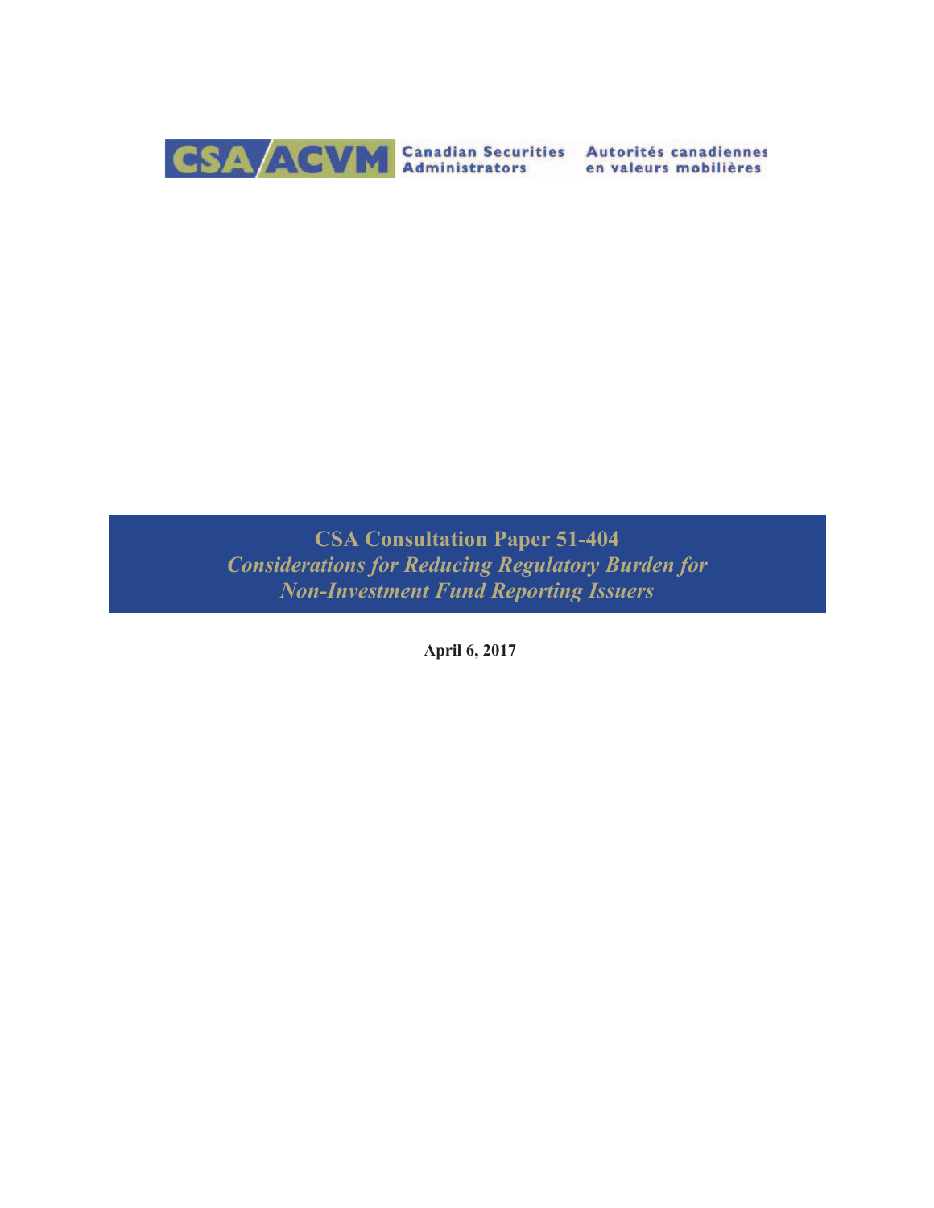CSA/ACVM Canadian Securities Administrators Autorités canadiennes en valeurs mobilières

# CSA Consultation Paper 51-404
## *Considerations for Reducing Regulatory Burden for Non-Investment Fund Reporting Issuers*

**April 6, 2017**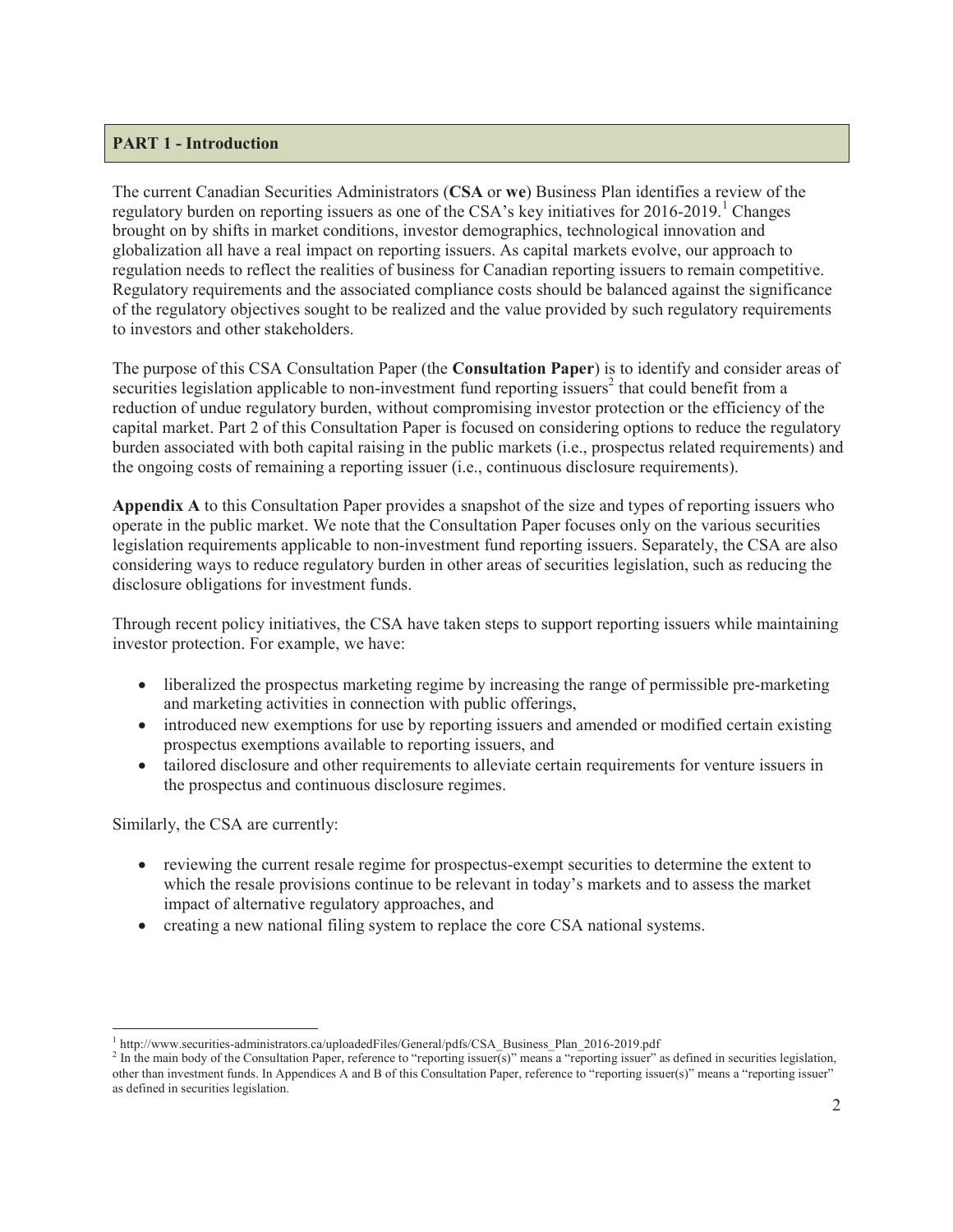## PART 1 - Introduction

The current Canadian Securities Administrators (**CSA** or **we**) Business Plan identifies a review of the regulatory burden on reporting issuers as one of the CSA's key initiatives for 2016-2019.[1] Changes brought on by shifts in market conditions, investor demographics, technological innovation and globalization all have a real impact on reporting issuers. As capital markets evolve, our approach to regulation needs to reflect the realities of business for Canadian reporting issuers to remain competitive. Regulatory requirements and the associated compliance costs should be balanced against the significance of the regulatory objectives sought to be realized and the value provided by such regulatory requirements to investors and other stakeholders.

The purpose of this CSA Consultation Paper (the **Consultation Paper**) is to identify and consider areas of securities legislation applicable to non-investment fund reporting issuers[2] that could benefit from a reduction of undue regulatory burden, without compromising investor protection or the efficiency of the capital market. Part 2 of this Consultation Paper is focused on considering options to reduce the regulatory burden associated with both capital raising in the public markets (i.e., prospectus related requirements) and the ongoing costs of remaining a reporting issuer (i.e., continuous disclosure requirements).

**Appendix A** to this Consultation Paper provides a snapshot of the size and types of reporting issuers who operate in the public market. We note that the Consultation Paper focuses only on the various securities legislation requirements applicable to non-investment fund reporting issuers. Separately, the CSA are also considering ways to reduce regulatory burden in other areas of securities legislation, such as reducing the disclosure obligations for investment funds.

Through recent policy initiatives, the CSA have taken steps to support reporting issuers while maintaining investor protection. For example, we have:

- liberalized the prospectus marketing regime by increasing the range of permissible pre-marketing and marketing activities in connection with public offerings,
- introduced new exemptions for use by reporting issuers and amended or modified certain existing prospectus exemptions available to reporting issuers, and
- tailored disclosure and other requirements to alleviate certain requirements for venture issuers in the prospectus and continuous disclosure regimes.

Similarly, the CSA are currently:

- reviewing the current resale regime for prospectus-exempt securities to determine the extent to which the resale provisions continue to be relevant in today's markets and to assess the market impact of alternative regulatory approaches, and
- creating a new national filing system to replace the core CSA national systems.

---

[1] http://www.securities-administrators.ca/uploadedFiles/General/pdfs/CSA_Business_Plan_2016-2019.pdf

[2] In the main body of the Consultation Paper, reference to "reporting issuer(s)" means a "reporting issuer" as defined in securities legislation, other than investment funds. In Appendices A and B of this Consultation Paper, reference to "reporting issuer(s)" means a "reporting issuer" as defined in securities legislation.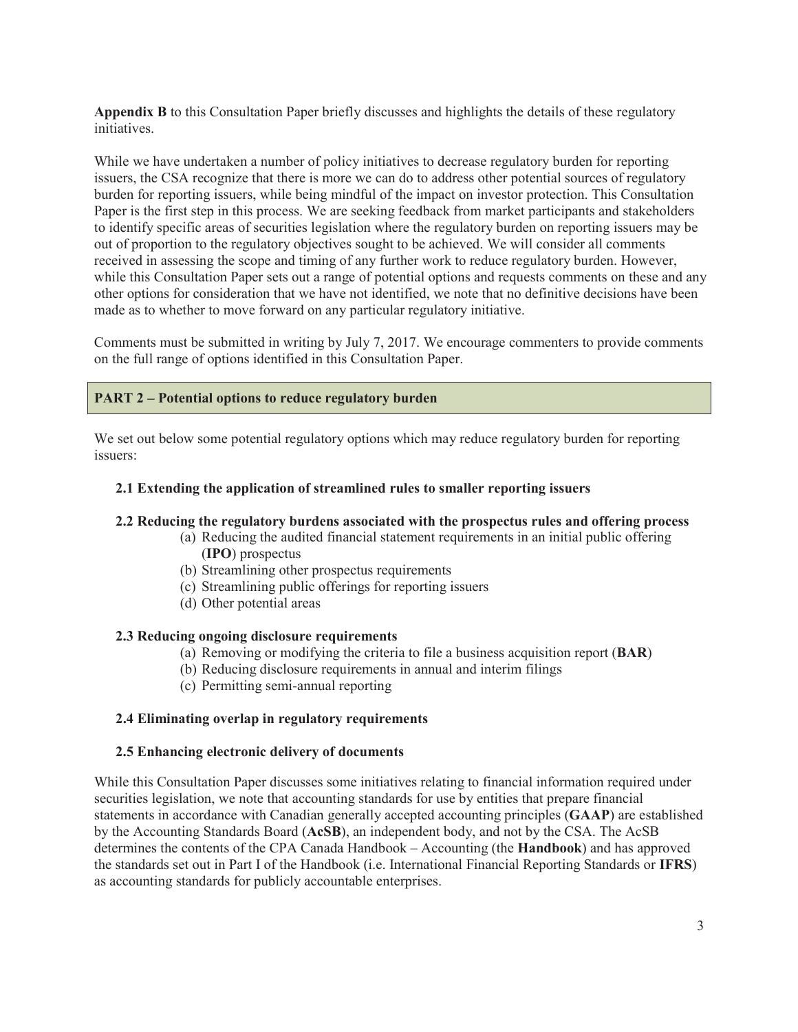**Appendix B** to this Consultation Paper briefly discusses and highlights the details of these regulatory initiatives.

While we have undertaken a number of policy initiatives to decrease regulatory burden for reporting issuers, the CSA recognize that there is more we can do to address other potential sources of regulatory burden for reporting issuers, while being mindful of the impact on investor protection. This Consultation Paper is the first step in this process. We are seeking feedback from market participants and stakeholders to identify specific areas of securities legislation where the regulatory burden on reporting issuers may be out of proportion to the regulatory objectives sought to be achieved. We will consider all comments received in assessing the scope and timing of any further work to reduce regulatory burden. However, while this Consultation Paper sets out a range of potential options and requests comments on these and any other options for consideration that we have not identified, we note that no definitive decisions have been made as to whether to move forward on any particular regulatory initiative.

Comments must be submitted in writing by July 7, 2017. We encourage commenters to provide comments on the full range of options identified in this Consultation Paper.

## PART 2 – Potential options to reduce regulatory burden

We set out below some potential regulatory options which may reduce regulatory burden for reporting issuers:

**2.1 Extending the application of streamlined rules to smaller reporting issuers**

**2.2 Reducing the regulatory burdens associated with the prospectus rules and offering process**

- (a) Reducing the audited financial statement requirements in an initial public offering (**IPO**) prospectus
- (b) Streamlining other prospectus requirements
- (c) Streamlining public offerings for reporting issuers
- (d) Other potential areas

**2.3 Reducing ongoing disclosure requirements**

- (a) Removing or modifying the criteria to file a business acquisition report (**BAR**)
- (b) Reducing disclosure requirements in annual and interim filings
- (c) Permitting semi-annual reporting

**2.4 Eliminating overlap in regulatory requirements**

**2.5 Enhancing electronic delivery of documents**

While this Consultation Paper discusses some initiatives relating to financial information required under securities legislation, we note that accounting standards for use by entities that prepare financial statements in accordance with Canadian generally accepted accounting principles (**GAAP**) are established by the Accounting Standards Board (**AcSB**), an independent body, and not by the CSA. The AcSB determines the contents of the CPA Canada Handbook – Accounting (the **Handbook**) and has approved the standards set out in Part I of the Handbook (i.e. International Financial Reporting Standards or **IFRS**) as accounting standards for publicly accountable enterprises.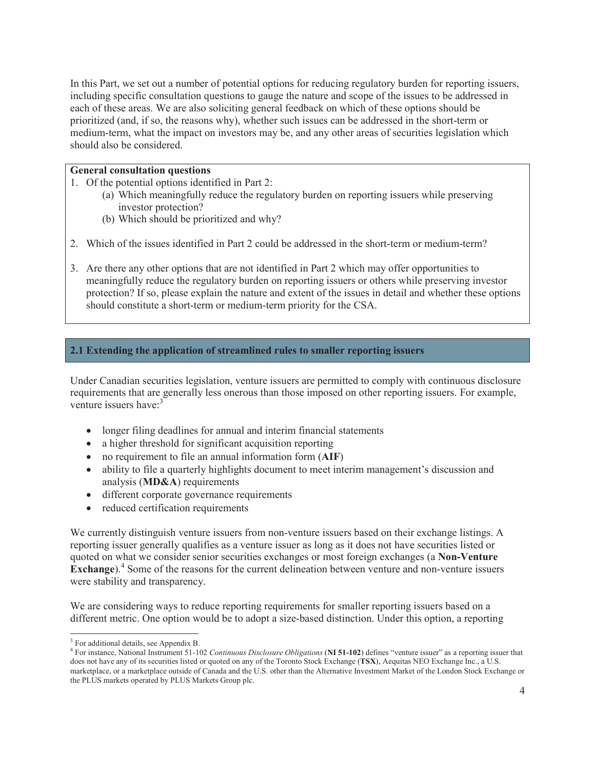In this Part, we set out a number of potential options for reducing regulatory burden for reporting issuers, including specific consultation questions to gauge the nature and scope of the issues to be addressed in each of these areas. We are also soliciting general feedback on which of these options should be prioritized (and, if so, the reasons why), whether such issues can be addressed in the short-term or medium-term, what the impact on investors may be, and any other areas of securities legislation which should also be considered.

**General consultation questions**

1. Of the potential options identified in Part 2:
    (a) Which meaningfully reduce the regulatory burden on reporting issuers while preserving investor protection?
    (b) Which should be prioritized and why?

2. Which of the issues identified in Part 2 could be addressed in the short-term or medium-term?

3. Are there any other options that are not identified in Part 2 which may offer opportunities to meaningfully reduce the regulatory burden on reporting issuers or others while preserving investor protection? If so, please explain the nature and extent of the issues in detail and whether these options should constitute a short-term or medium-term priority for the CSA.

## 2.1 Extending the application of streamlined rules to smaller reporting issuers

Under Canadian securities legislation, venture issuers are permitted to comply with continuous disclosure requirements that are generally less onerous than those imposed on other reporting issuers. For example, venture issuers have:[3]

- longer filing deadlines for annual and interim financial statements
- a higher threshold for significant acquisition reporting
- no requirement to file an annual information form (**AIF**)
- ability to file a quarterly highlights document to meet interim management's discussion and analysis (**MD&A**) requirements
- different corporate governance requirements
- reduced certification requirements

We currently distinguish venture issuers from non-venture issuers based on their exchange listings. A reporting issuer generally qualifies as a venture issuer as long as it does not have securities listed or quoted on what we consider senior securities exchanges or most foreign exchanges (a **Non-Venture Exchange**).[4] Some of the reasons for the current delineation between venture and non-venture issuers were stability and transparency.

We are considering ways to reduce reporting requirements for smaller reporting issuers based on a different metric. One option would be to adopt a size-based distinction. Under this option, a reporting

---

[3] For additional details, see Appendix B.

[4] For instance, National Instrument 51-102 *Continuous Disclosure Obligations* (**NI 51-102**) defines "venture issuer" as a reporting issuer that does not have any of its securities listed or quoted on any of the Toronto Stock Exchange (**TSX**), Aequitas NEO Exchange Inc., a U.S. marketplace, or a marketplace outside of Canada and the U.S. other than the Alternative Investment Market of the London Stock Exchange or the PLUS markets operated by PLUS Markets Group plc.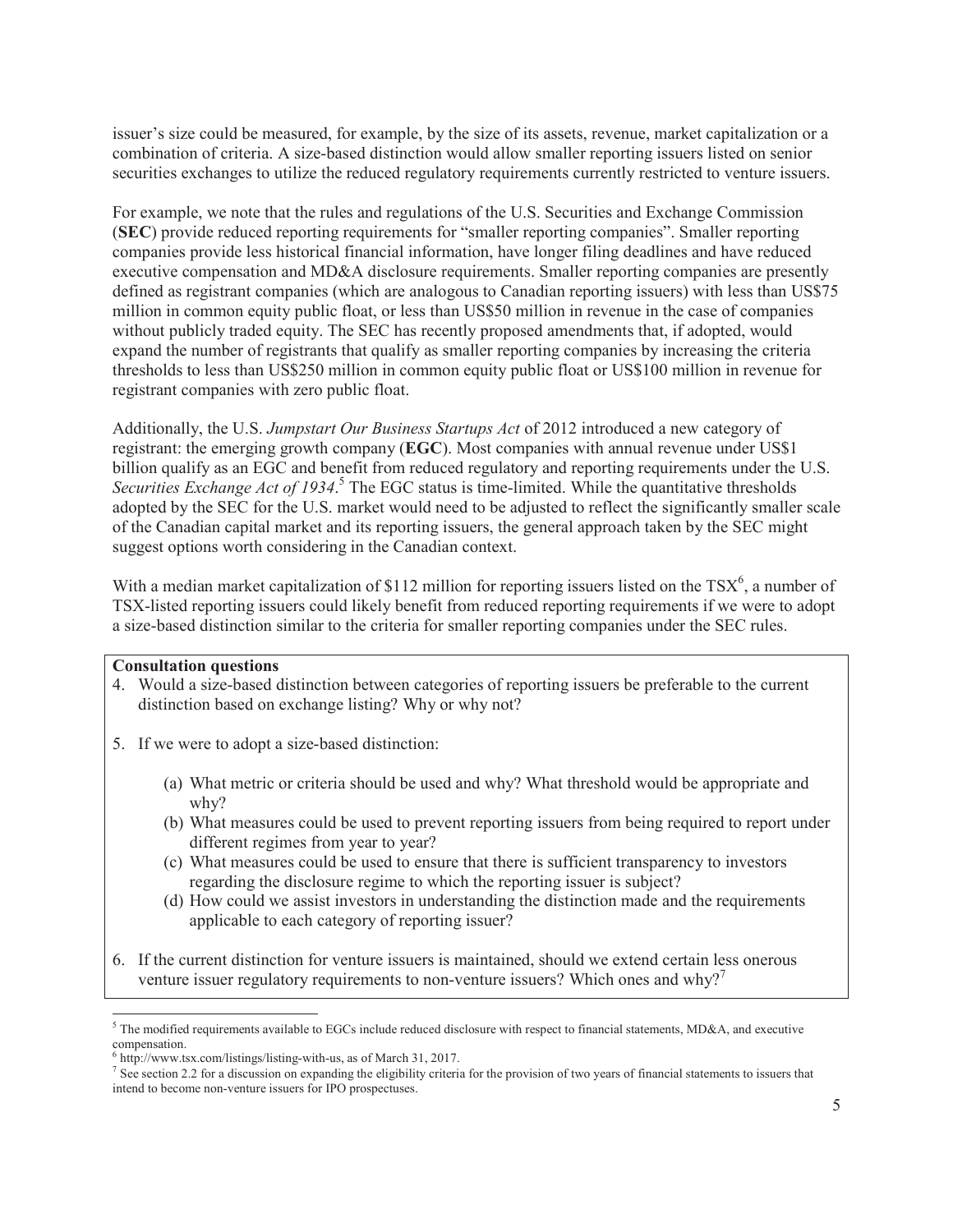issuer's size could be measured, for example, by the size of its assets, revenue, market capitalization or a combination of criteria. A size-based distinction would allow smaller reporting issuers listed on senior securities exchanges to utilize the reduced regulatory requirements currently restricted to venture issuers.

For example, we note that the rules and regulations of the U.S. Securities and Exchange Commission (**SEC**) provide reduced reporting requirements for "smaller reporting companies". Smaller reporting companies provide less historical financial information, have longer filing deadlines and have reduced executive compensation and MD&A disclosure requirements. Smaller reporting companies are presently defined as registrant companies (which are analogous to Canadian reporting issuers) with less than US$75 million in common equity public float, or less than US$50 million in revenue in the case of companies without publicly traded equity. The SEC has recently proposed amendments that, if adopted, would expand the number of registrants that qualify as smaller reporting companies by increasing the criteria thresholds to less than US$250 million in common equity public float or US$100 million in revenue for registrant companies with zero public float.

Additionally, the U.S. *Jumpstart Our Business Startups Act* of 2012 introduced a new category of registrant: the emerging growth company (**EGC**). Most companies with annual revenue under US$1 billion qualify as an EGC and benefit from reduced regulatory and reporting requirements under the U.S. *Securities Exchange Act of 1934*.[5] The EGC status is time-limited. While the quantitative thresholds adopted by the SEC for the U.S. market would need to be adjusted to reflect the significantly smaller scale of the Canadian capital market and its reporting issuers, the general approach taken by the SEC might suggest options worth considering in the Canadian context.

With a median market capitalization of $112 million for reporting issuers listed on the TSX[6], a number of TSX-listed reporting issuers could likely benefit from reduced reporting requirements if we were to adopt a size-based distinction similar to the criteria for smaller reporting companies under the SEC rules.

**Consultation questions**

4. Would a size-based distinction between categories of reporting issuers be preferable to the current distinction based on exchange listing? Why or why not?

5. If we were to adopt a size-based distinction:

   (a) What metric or criteria should be used and why? What threshold would be appropriate and why?
   (b) What measures could be used to prevent reporting issuers from being required to report under different regimes from year to year?
   (c) What measures could be used to ensure that there is sufficient transparency to investors regarding the disclosure regime to which the reporting issuer is subject?
   (d) How could we assist investors in understanding the distinction made and the requirements applicable to each category of reporting issuer?

6. If the current distinction for venture issuers is maintained, should we extend certain less onerous venture issuer regulatory requirements to non-venture issuers? Which ones and why?[7]

---

[5] The modified requirements available to EGCs include reduced disclosure with respect to financial statements, MD&A, and executive compensation.

[6] http://www.tsx.com/listings/listing-with-us, as of March 31, 2017.

[7] See section 2.2 for a discussion on expanding the eligibility criteria for the provision of two years of financial statements to issuers that intend to become non-venture issuers for IPO prospectuses.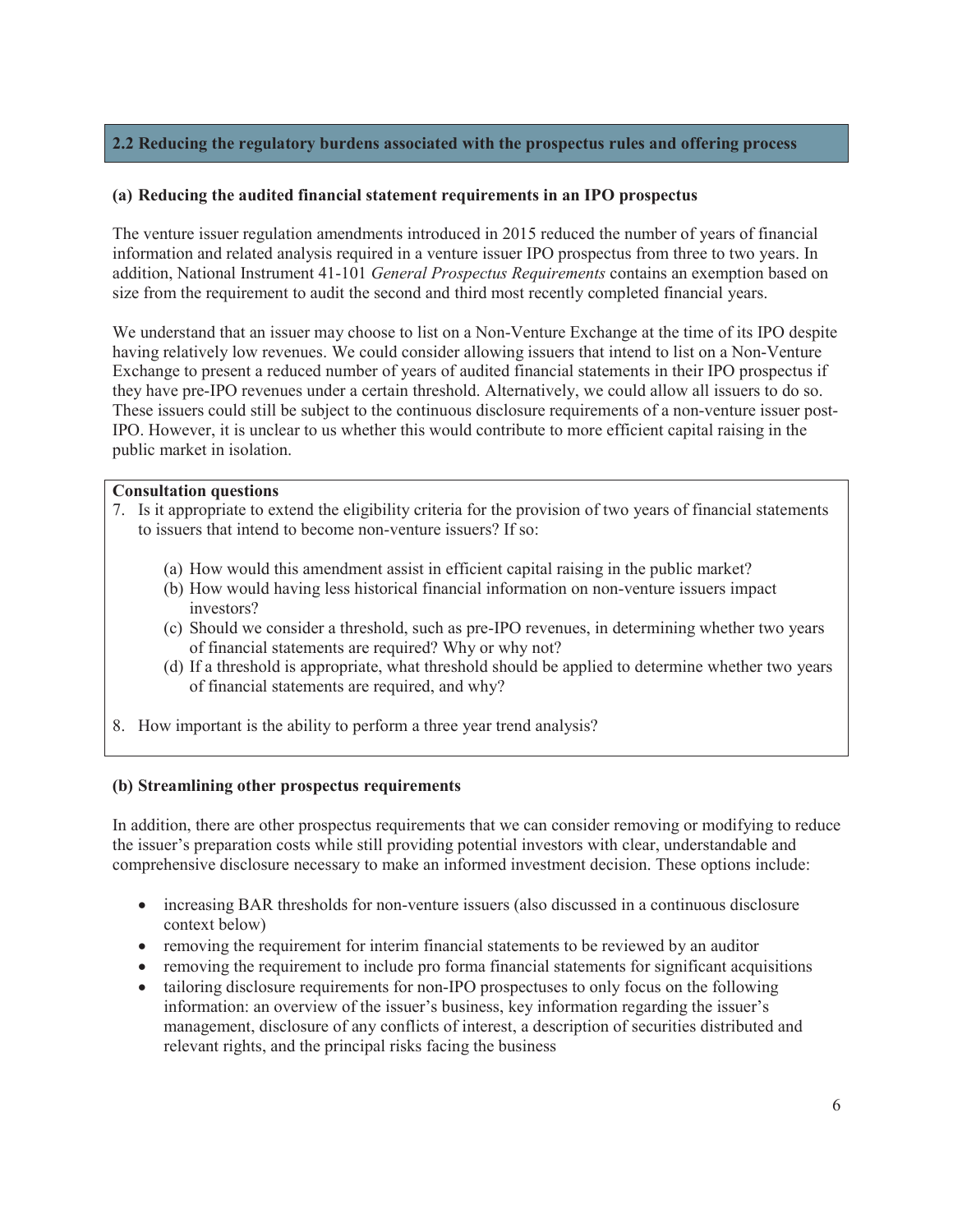## 2.2 Reducing the regulatory burdens associated with the prospectus rules and offering process

### (a) Reducing the audited financial statement requirements in an IPO prospectus

The venture issuer regulation amendments introduced in 2015 reduced the number of years of financial information and related analysis required in a venture issuer IPO prospectus from three to two years. In addition, National Instrument 41-101 *General Prospectus Requirements* contains an exemption based on size from the requirement to audit the second and third most recently completed financial years.

We understand that an issuer may choose to list on a Non-Venture Exchange at the time of its IPO despite having relatively low revenues. We could consider allowing issuers that intend to list on a Non-Venture Exchange to present a reduced number of years of audited financial statements in their IPO prospectus if they have pre-IPO revenues under a certain threshold. Alternatively, we could allow all issuers to do so. These issuers could still be subject to the continuous disclosure requirements of a non-venture issuer post-IPO. However, it is unclear to us whether this would contribute to more efficient capital raising in the public market in isolation.

**Consultation questions**

7. Is it appropriate to extend the eligibility criteria for the provision of two years of financial statements to issuers that intend to become non-venture issuers? If so:

   (a) How would this amendment assist in efficient capital raising in the public market?

   (b) How would having less historical financial information on non-venture issuers impact investors?

   (c) Should we consider a threshold, such as pre-IPO revenues, in determining whether two years of financial statements are required? Why or why not?

   (d) If a threshold is appropriate, what threshold should be applied to determine whether two years of financial statements are required, and why?

8. How important is the ability to perform a three year trend analysis?

### (b) Streamlining other prospectus requirements

In addition, there are other prospectus requirements that we can consider removing or modifying to reduce the issuer's preparation costs while still providing potential investors with clear, understandable and comprehensive disclosure necessary to make an informed investment decision. These options include:

- increasing BAR thresholds for non-venture issuers (also discussed in a continuous disclosure context below)
- removing the requirement for interim financial statements to be reviewed by an auditor
- removing the requirement to include pro forma financial statements for significant acquisitions
- tailoring disclosure requirements for non-IPO prospectuses to only focus on the following information: an overview of the issuer's business, key information regarding the issuer's management, disclosure of any conflicts of interest, a description of securities distributed and relevant rights, and the principal risks facing the business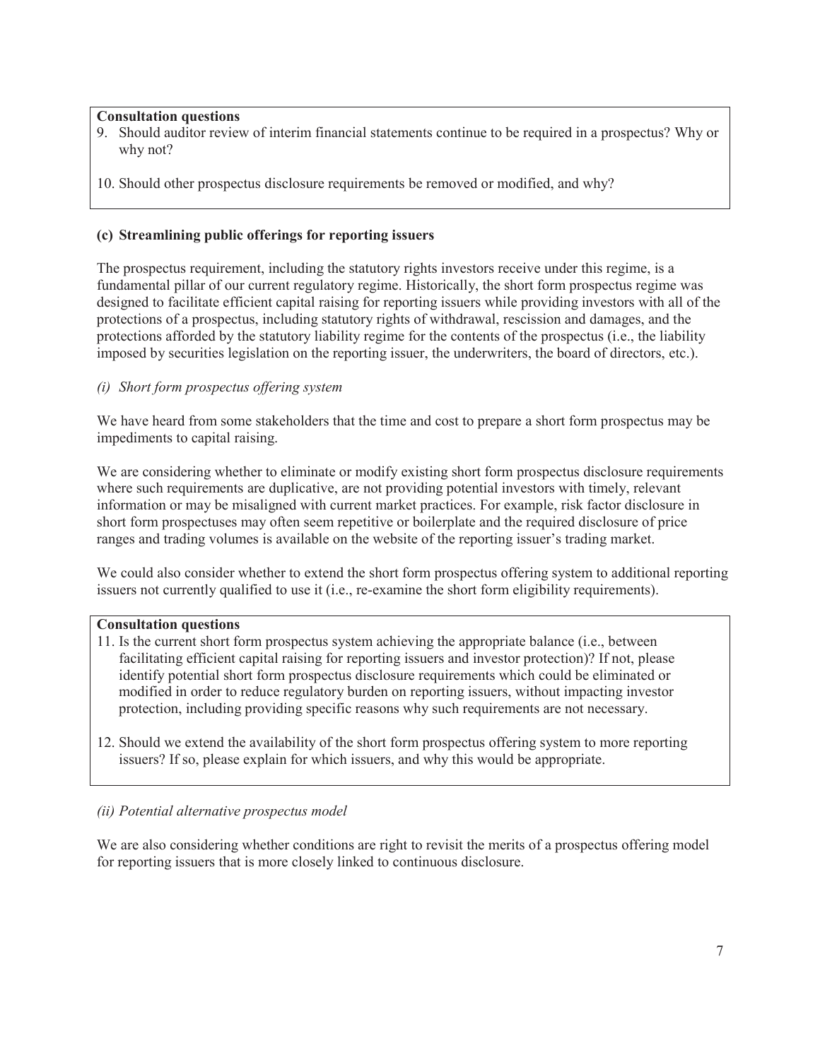**Consultation questions**

9. Should auditor review of interim financial statements continue to be required in a prospectus? Why or why not?

10. Should other prospectus disclosure requirements be removed or modified, and why?

### (c) Streamlining public offerings for reporting issuers

The prospectus requirement, including the statutory rights investors receive under this regime, is a fundamental pillar of our current regulatory regime. Historically, the short form prospectus regime was designed to facilitate efficient capital raising for reporting issuers while providing investors with all of the protections of a prospectus, including statutory rights of withdrawal, rescission and damages, and the protections afforded by the statutory liability regime for the contents of the prospectus (i.e., the liability imposed by securities legislation on the reporting issuer, the underwriters, the board of directors, etc.).

*(i) Short form prospectus offering system*

We have heard from some stakeholders that the time and cost to prepare a short form prospectus may be impediments to capital raising.

We are considering whether to eliminate or modify existing short form prospectus disclosure requirements where such requirements are duplicative, are not providing potential investors with timely, relevant information or may be misaligned with current market practices. For example, risk factor disclosure in short form prospectuses may often seem repetitive or boilerplate and the required disclosure of price ranges and trading volumes is available on the website of the reporting issuer's trading market.

We could also consider whether to extend the short form prospectus offering system to additional reporting issuers not currently qualified to use it (i.e., re-examine the short form eligibility requirements).

**Consultation questions**

11. Is the current short form prospectus system achieving the appropriate balance (i.e., between facilitating efficient capital raising for reporting issuers and investor protection)? If not, please identify potential short form prospectus disclosure requirements which could be eliminated or modified in order to reduce regulatory burden on reporting issuers, without impacting investor protection, including providing specific reasons why such requirements are not necessary.

12. Should we extend the availability of the short form prospectus offering system to more reporting issuers? If so, please explain for which issuers, and why this would be appropriate.

*(ii) Potential alternative prospectus model*

We are also considering whether conditions are right to revisit the merits of a prospectus offering model for reporting issuers that is more closely linked to continuous disclosure.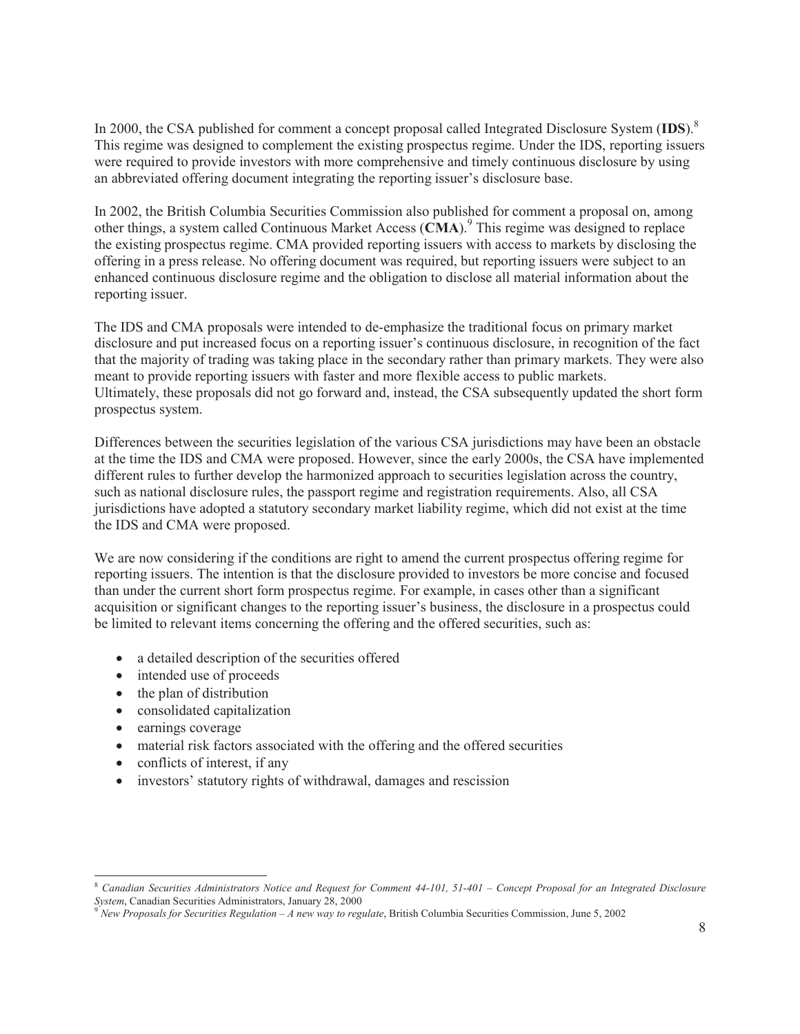In 2000, the CSA published for comment a concept proposal called Integrated Disclosure System (**IDS**).[8] This regime was designed to complement the existing prospectus regime. Under the IDS, reporting issuers were required to provide investors with more comprehensive and timely continuous disclosure by using an abbreviated offering document integrating the reporting issuer's disclosure base.

In 2002, the British Columbia Securities Commission also published for comment a proposal on, among other things, a system called Continuous Market Access (**CMA**).[9] This regime was designed to replace the existing prospectus regime. CMA provided reporting issuers with access to markets by disclosing the offering in a press release. No offering document was required, but reporting issuers were subject to an enhanced continuous disclosure regime and the obligation to disclose all material information about the reporting issuer.

The IDS and CMA proposals were intended to de-emphasize the traditional focus on primary market disclosure and put increased focus on a reporting issuer's continuous disclosure, in recognition of the fact that the majority of trading was taking place in the secondary rather than primary markets. They were also meant to provide reporting issuers with faster and more flexible access to public markets. Ultimately, these proposals did not go forward and, instead, the CSA subsequently updated the short form prospectus system.

Differences between the securities legislation of the various CSA jurisdictions may have been an obstacle at the time the IDS and CMA were proposed. However, since the early 2000s, the CSA have implemented different rules to further develop the harmonized approach to securities legislation across the country, such as national disclosure rules, the passport regime and registration requirements. Also, all CSA jurisdictions have adopted a statutory secondary market liability regime, which did not exist at the time the IDS and CMA were proposed.

We are now considering if the conditions are right to amend the current prospectus offering regime for reporting issuers. The intention is that the disclosure provided to investors be more concise and focused than under the current short form prospectus regime. For example, in cases other than a significant acquisition or significant changes to the reporting issuer's business, the disclosure in a prospectus could be limited to relevant items concerning the offering and the offered securities, such as:

- a detailed description of the securities offered
- intended use of proceeds
- the plan of distribution
- consolidated capitalization
- earnings coverage
- material risk factors associated with the offering and the offered securities
- conflicts of interest, if any
- investors' statutory rights of withdrawal, damages and rescission

---

[8] *Canadian Securities Administrators Notice and Request for Comment 44-101, 51-401 – Concept Proposal for an Integrated Disclosure System*, Canadian Securities Administrators, January 28, 2000

[9] *New Proposals for Securities Regulation – A new way to regulate*, British Columbia Securities Commission, June 5, 2002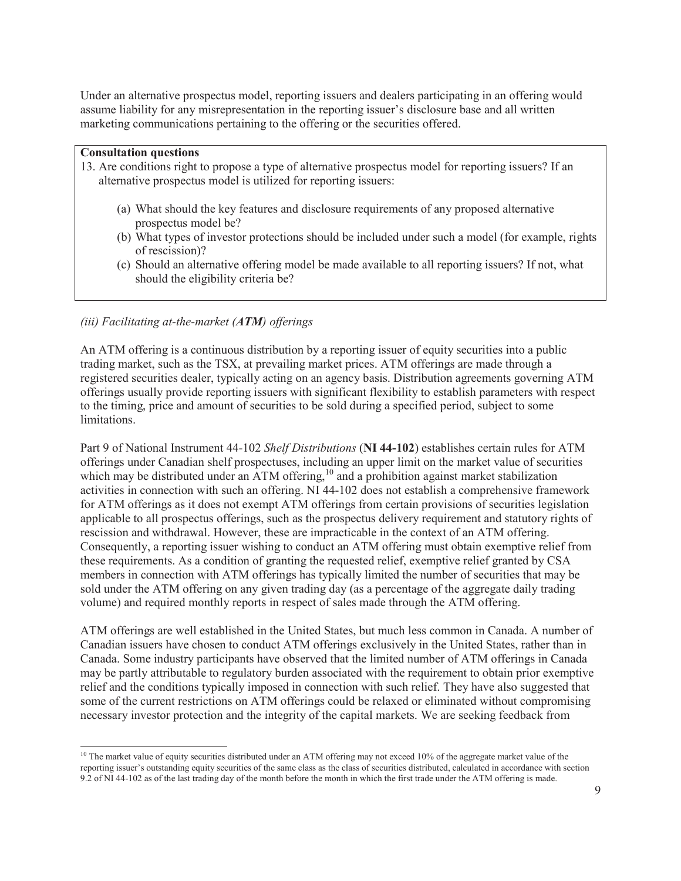Under an alternative prospectus model, reporting issuers and dealers participating in an offering would assume liability for any misrepresentation in the reporting issuer's disclosure base and all written marketing communications pertaining to the offering or the securities offered.

> **Consultation questions**
>
> 13. Are conditions right to propose a type of alternative prospectus model for reporting issuers? If an alternative prospectus model is utilized for reporting issuers:
>
>     (a) What should the key features and disclosure requirements of any proposed alternative prospectus model be?
>
>     (b) What types of investor protections should be included under such a model (for example, rights of rescission)?
>
>     (c) Should an alternative offering model be made available to all reporting issuers? If not, what should the eligibility criteria be?

*(iii) Facilitating at-the-market (**ATM**) offerings*

An ATM offering is a continuous distribution by a reporting issuer of equity securities into a public trading market, such as the TSX, at prevailing market prices. ATM offerings are made through a registered securities dealer, typically acting on an agency basis. Distribution agreements governing ATM offerings usually provide reporting issuers with significant flexibility to establish parameters with respect to the timing, price and amount of securities to be sold during a specified period, subject to some limitations.

Part 9 of National Instrument 44-102 *Shelf Distributions* (**NI 44-102**) establishes certain rules for ATM offerings under Canadian shelf prospectuses, including an upper limit on the market value of securities which may be distributed under an ATM offering,[10] and a prohibition against market stabilization activities in connection with such an offering. NI 44-102 does not establish a comprehensive framework for ATM offerings as it does not exempt ATM offerings from certain provisions of securities legislation applicable to all prospectus offerings, such as the prospectus delivery requirement and statutory rights of rescission and withdrawal. However, these are impracticable in the context of an ATM offering. Consequently, a reporting issuer wishing to conduct an ATM offering must obtain exemptive relief from these requirements. As a condition of granting the requested relief, exemptive relief granted by CSA members in connection with ATM offerings has typically limited the number of securities that may be sold under the ATM offering on any given trading day (as a percentage of the aggregate daily trading volume) and required monthly reports in respect of sales made through the ATM offering.

ATM offerings are well established in the United States, but much less common in Canada. A number of Canadian issuers have chosen to conduct ATM offerings exclusively in the United States, rather than in Canada. Some industry participants have observed that the limited number of ATM offerings in Canada may be partly attributable to regulatory burden associated with the requirement to obtain prior exemptive relief and the conditions typically imposed in connection with such relief. They have also suggested that some of the current restrictions on ATM offerings could be relaxed or eliminated without compromising necessary investor protection and the integrity of the capital markets. We are seeking feedback from

[10] The market value of equity securities distributed under an ATM offering may not exceed 10% of the aggregate market value of the reporting issuer's outstanding equity securities of the same class as the class of securities distributed, calculated in accordance with section 9.2 of NI 44-102 as of the last trading day of the month before the month in which the first trade under the ATM offering is made.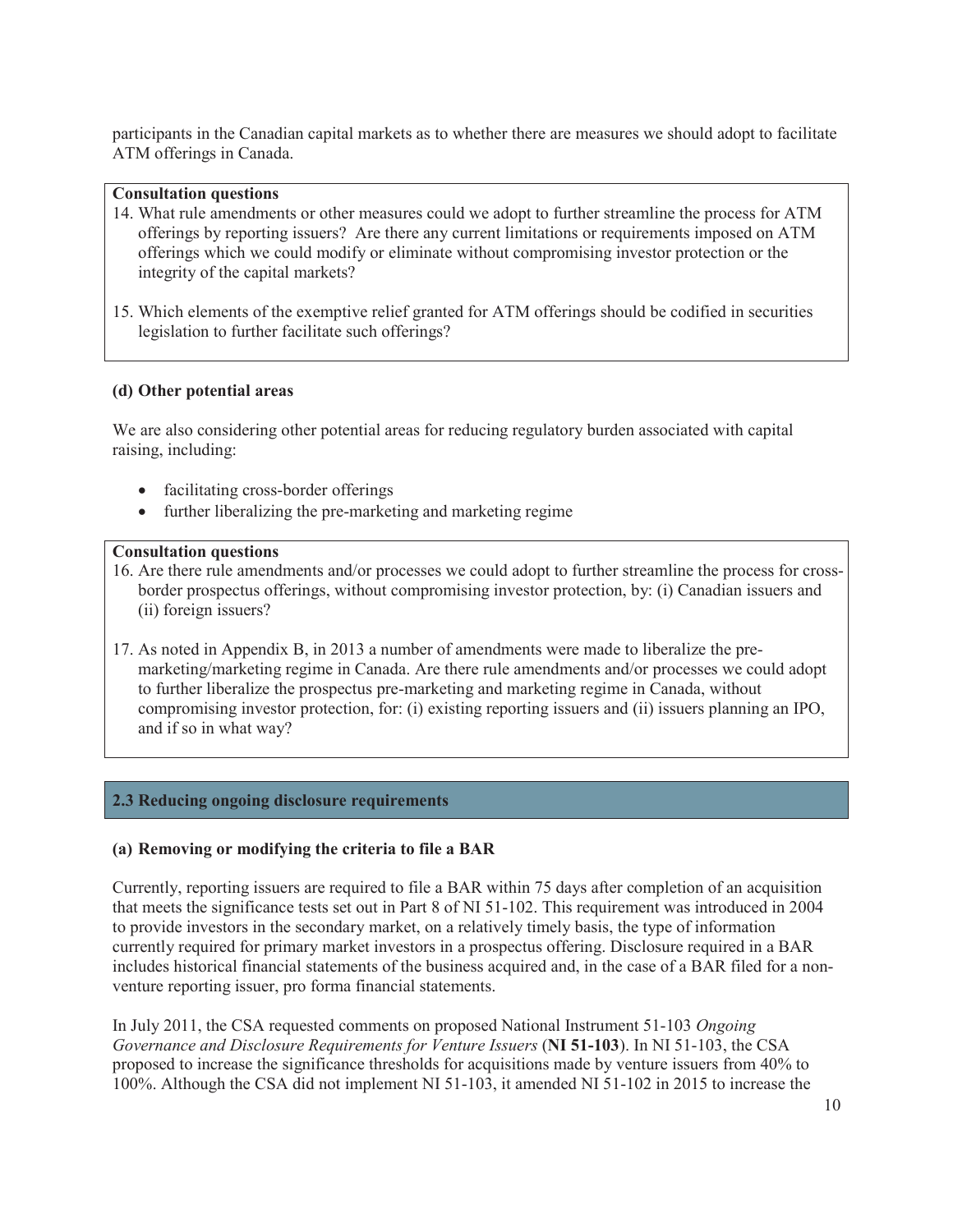participants in the Canadian capital markets as to whether there are measures we should adopt to facilitate ATM offerings in Canada.

**Consultation questions**

14. What rule amendments or other measures could we adopt to further streamline the process for ATM offerings by reporting issuers? Are there any current limitations or requirements imposed on ATM offerings which we could modify or eliminate without compromising investor protection or the integrity of the capital markets?

15. Which elements of the exemptive relief granted for ATM offerings should be codified in securities legislation to further facilitate such offerings?

**(d) Other potential areas**

We are also considering other potential areas for reducing regulatory burden associated with capital raising, including:

- facilitating cross-border offerings
- further liberalizing the pre-marketing and marketing regime

**Consultation questions**

16. Are there rule amendments and/or processes we could adopt to further streamline the process for cross-border prospectus offerings, without compromising investor protection, by: (i) Canadian issuers and (ii) foreign issuers?

17. As noted in Appendix B, in 2013 a number of amendments were made to liberalize the pre-marketing/marketing regime in Canada. Are there rule amendments and/or processes we could adopt to further liberalize the prospectus pre-marketing and marketing regime in Canada, without compromising investor protection, for: (i) existing reporting issuers and (ii) issuers planning an IPO, and if so in what way?

## 2.3 Reducing ongoing disclosure requirements

**(a) Removing or modifying the criteria to file a BAR**

Currently, reporting issuers are required to file a BAR within 75 days after completion of an acquisition that meets the significance tests set out in Part 8 of NI 51-102. This requirement was introduced in 2004 to provide investors in the secondary market, on a relatively timely basis, the type of information currently required for primary market investors in a prospectus offering. Disclosure required in a BAR includes historical financial statements of the business acquired and, in the case of a BAR filed for a non-venture reporting issuer, pro forma financial statements.

In July 2011, the CSA requested comments on proposed National Instrument 51-103 *Ongoing Governance and Disclosure Requirements for Venture Issuers* (**NI 51-103**). In NI 51-103, the CSA proposed to increase the significance thresholds for acquisitions made by venture issuers from 40% to 100%. Although the CSA did not implement NI 51-103, it amended NI 51-102 in 2015 to increase the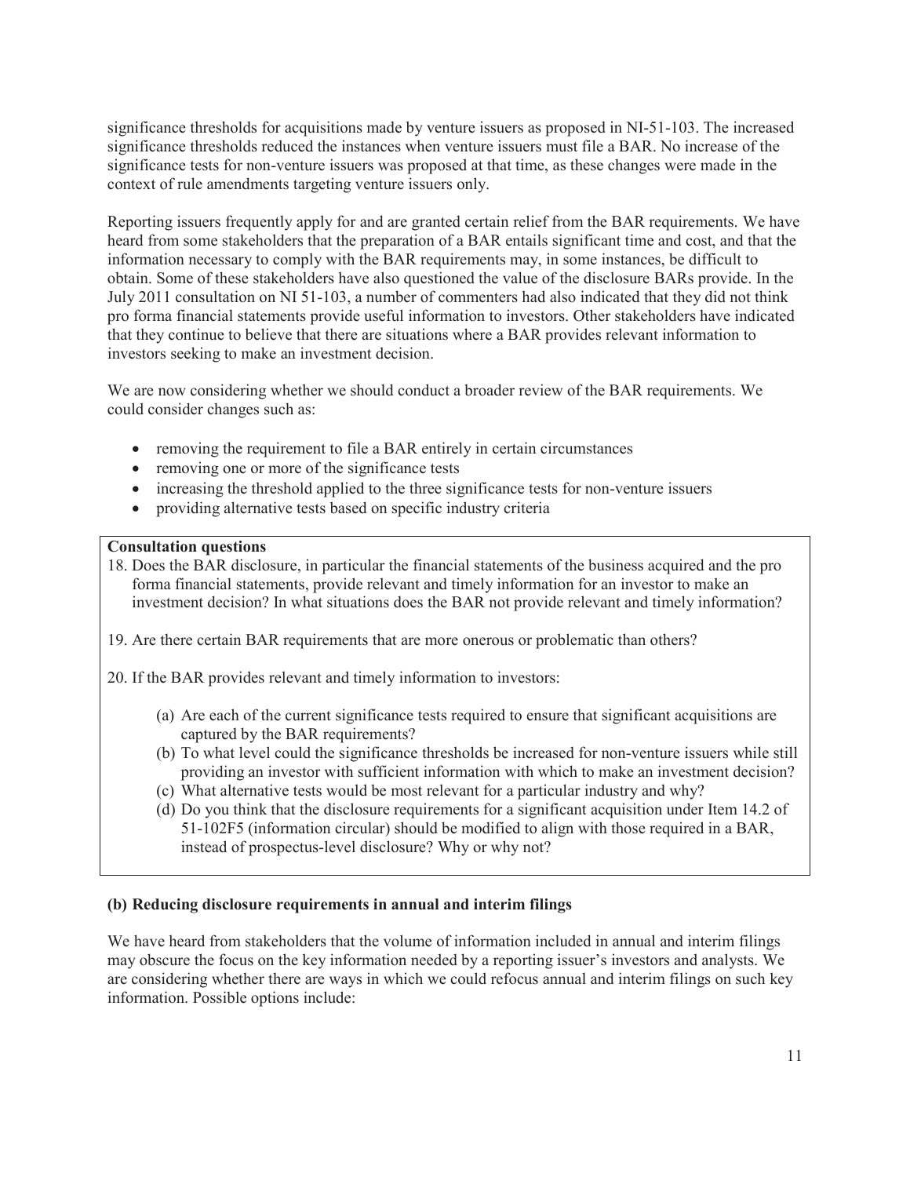significance thresholds for acquisitions made by venture issuers as proposed in NI-51-103. The increased significance thresholds reduced the instances when venture issuers must file a BAR. No increase of the significance tests for non-venture issuers was proposed at that time, as these changes were made in the context of rule amendments targeting venture issuers only.

Reporting issuers frequently apply for and are granted certain relief from the BAR requirements. We have heard from some stakeholders that the preparation of a BAR entails significant time and cost, and that the information necessary to comply with the BAR requirements may, in some instances, be difficult to obtain. Some of these stakeholders have also questioned the value of the disclosure BARs provide. In the July 2011 consultation on NI 51-103, a number of commenters had also indicated that they did not think pro forma financial statements provide useful information to investors. Other stakeholders have indicated that they continue to believe that there are situations where a BAR provides relevant information to investors seeking to make an investment decision.

We are now considering whether we should conduct a broader review of the BAR requirements. We could consider changes such as:

- removing the requirement to file a BAR entirely in certain circumstances
- removing one or more of the significance tests
- increasing the threshold applied to the three significance tests for non-venture issuers
- providing alternative tests based on specific industry criteria

**Consultation questions**

18. Does the BAR disclosure, in particular the financial statements of the business acquired and the pro forma financial statements, provide relevant and timely information for an investor to make an investment decision? In what situations does the BAR not provide relevant and timely information?

19. Are there certain BAR requirements that are more onerous or problematic than others?

20. If the BAR provides relevant and timely information to investors:

    (a) Are each of the current significance tests required to ensure that significant acquisitions are captured by the BAR requirements?
    (b) To what level could the significance thresholds be increased for non-venture issuers while still providing an investor with sufficient information with which to make an investment decision?
    (c) What alternative tests would be most relevant for a particular industry and why?
    (d) Do you think that the disclosure requirements for a significant acquisition under Item 14.2 of 51-102F5 (information circular) should be modified to align with those required in a BAR, instead of prospectus-level disclosure? Why or why not?

**(b) Reducing disclosure requirements in annual and interim filings**

We have heard from stakeholders that the volume of information included in annual and interim filings may obscure the focus on the key information needed by a reporting issuer's investors and analysts. We are considering whether there are ways in which we could refocus annual and interim filings on such key information. Possible options include: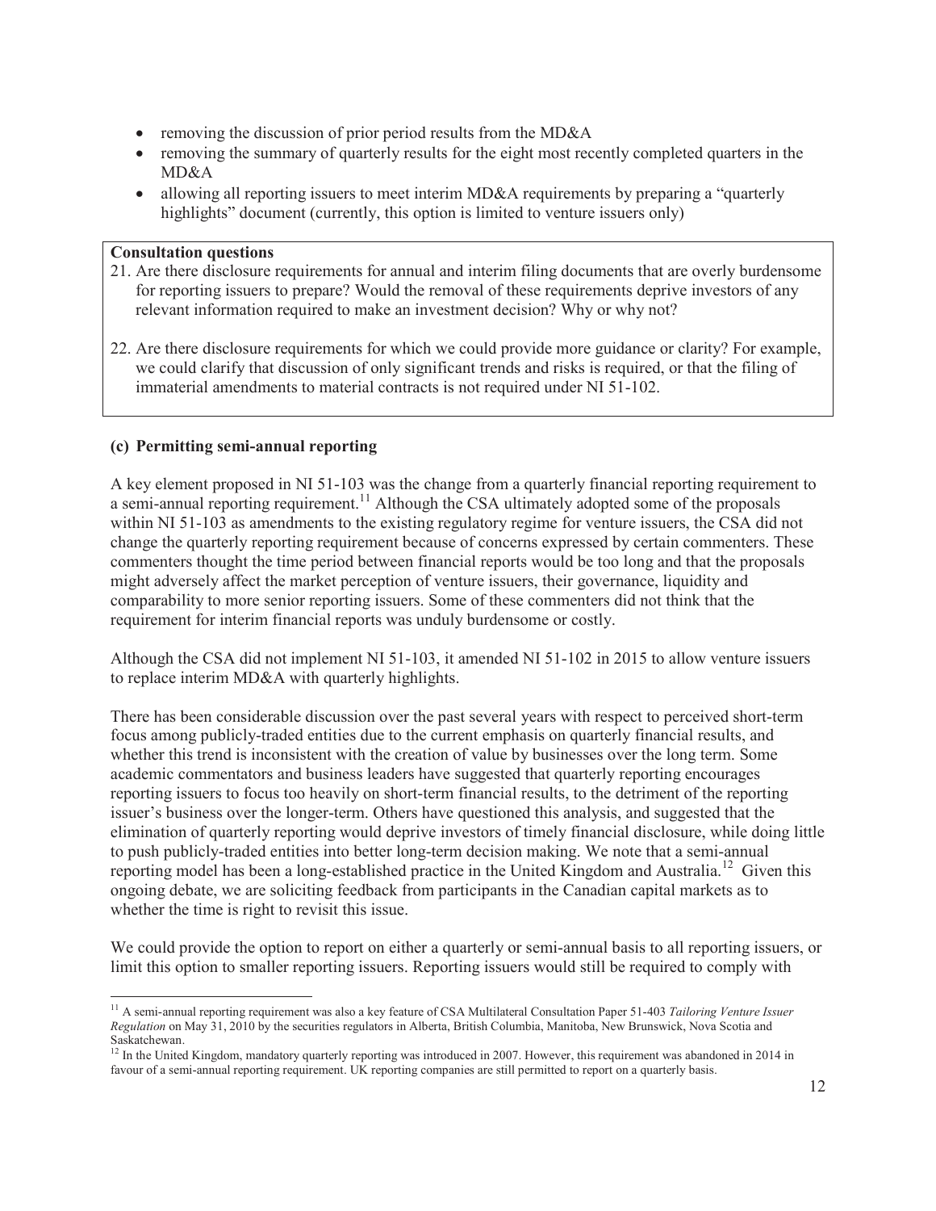- removing the discussion of prior period results from the MD&A
- removing the summary of quarterly results for the eight most recently completed quarters in the MD&A
- allowing all reporting issuers to meet interim MD&A requirements by preparing a "quarterly highlights" document (currently, this option is limited to venture issuers only)

**Consultation questions**

21. Are there disclosure requirements for annual and interim filing documents that are overly burdensome for reporting issuers to prepare? Would the removal of these requirements deprive investors of any relevant information required to make an investment decision? Why or why not?

22. Are there disclosure requirements for which we could provide more guidance or clarity? For example, we could clarify that discussion of only significant trends and risks is required, or that the filing of immaterial amendments to material contracts is not required under NI 51-102.

### (c) Permitting semi-annual reporting

A key element proposed in NI 51-103 was the change from a quarterly financial reporting requirement to a semi-annual reporting requirement.[11] Although the CSA ultimately adopted some of the proposals within NI 51-103 as amendments to the existing regulatory regime for venture issuers, the CSA did not change the quarterly reporting requirement because of concerns expressed by certain commenters. These commenters thought the time period between financial reports would be too long and that the proposals might adversely affect the market perception of venture issuers, their governance, liquidity and comparability to more senior reporting issuers. Some of these commenters did not think that the requirement for interim financial reports was unduly burdensome or costly.

Although the CSA did not implement NI 51-103, it amended NI 51-102 in 2015 to allow venture issuers to replace interim MD&A with quarterly highlights.

There has been considerable discussion over the past several years with respect to perceived short-term focus among publicly-traded entities due to the current emphasis on quarterly financial results, and whether this trend is inconsistent with the creation of value by businesses over the long term. Some academic commentators and business leaders have suggested that quarterly reporting encourages reporting issuers to focus too heavily on short-term financial results, to the detriment of the reporting issuer's business over the longer-term. Others have questioned this analysis, and suggested that the elimination of quarterly reporting would deprive investors of timely financial disclosure, while doing little to push publicly-traded entities into better long-term decision making. We note that a semi-annual reporting model has been a long-established practice in the United Kingdom and Australia.[12] Given this ongoing debate, we are soliciting feedback from participants in the Canadian capital markets as to whether the time is right to revisit this issue.

We could provide the option to report on either a quarterly or semi-annual basis to all reporting issuers, or limit this option to smaller reporting issuers. Reporting issuers would still be required to comply with

---

[11] A semi-annual reporting requirement was also a key feature of CSA Multilateral Consultation Paper 51-403 *Tailoring Venture Issuer Regulation* on May 31, 2010 by the securities regulators in Alberta, British Columbia, Manitoba, New Brunswick, Nova Scotia and Saskatchewan.

[12] In the United Kingdom, mandatory quarterly reporting was introduced in 2007. However, this requirement was abandoned in 2014 in favour of a semi-annual reporting requirement. UK reporting companies are still permitted to report on a quarterly basis.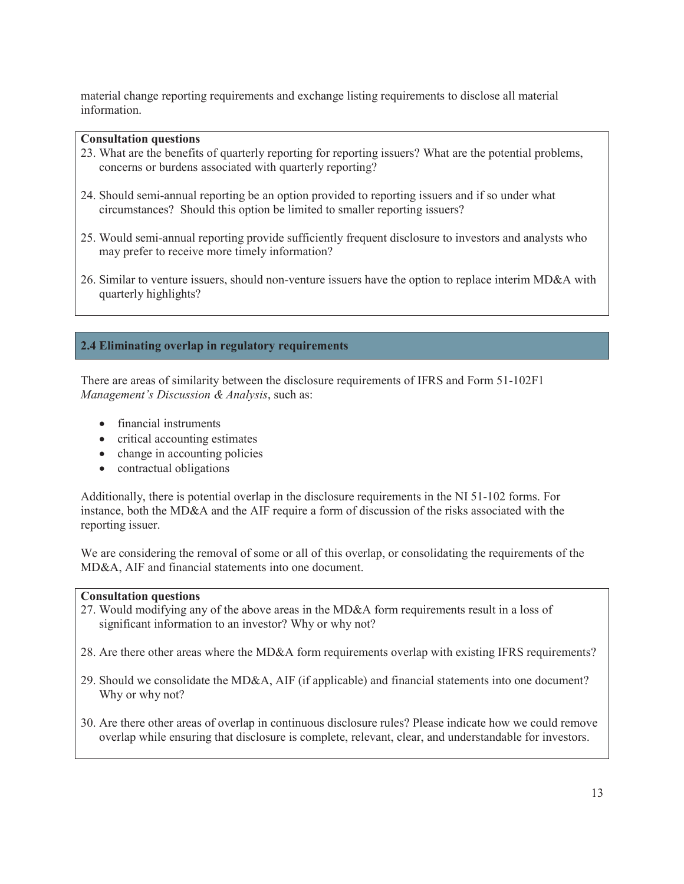material change reporting requirements and exchange listing requirements to disclose all material information.

**Consultation questions**

23. What are the benefits of quarterly reporting for reporting issuers? What are the potential problems, concerns or burdens associated with quarterly reporting?

24. Should semi-annual reporting be an option provided to reporting issuers and if so under what circumstances? Should this option be limited to smaller reporting issuers?

25. Would semi-annual reporting provide sufficiently frequent disclosure to investors and analysts who may prefer to receive more timely information?

26. Similar to venture issuers, should non-venture issuers have the option to replace interim MD&A with quarterly highlights?

## 2.4 Eliminating overlap in regulatory requirements

There are areas of similarity between the disclosure requirements of IFRS and Form 51-102F1 *Management's Discussion & Analysis*, such as:

- financial instruments
- critical accounting estimates
- change in accounting policies
- contractual obligations

Additionally, there is potential overlap in the disclosure requirements in the NI 51-102 forms. For instance, both the MD&A and the AIF require a form of discussion of the risks associated with the reporting issuer.

We are considering the removal of some or all of this overlap, or consolidating the requirements of the MD&A, AIF and financial statements into one document.

**Consultation questions**

27. Would modifying any of the above areas in the MD&A form requirements result in a loss of significant information to an investor? Why or why not?

28. Are there other areas where the MD&A form requirements overlap with existing IFRS requirements?

29. Should we consolidate the MD&A, AIF (if applicable) and financial statements into one document? Why or why not?

30. Are there other areas of overlap in continuous disclosure rules? Please indicate how we could remove overlap while ensuring that disclosure is complete, relevant, clear, and understandable for investors.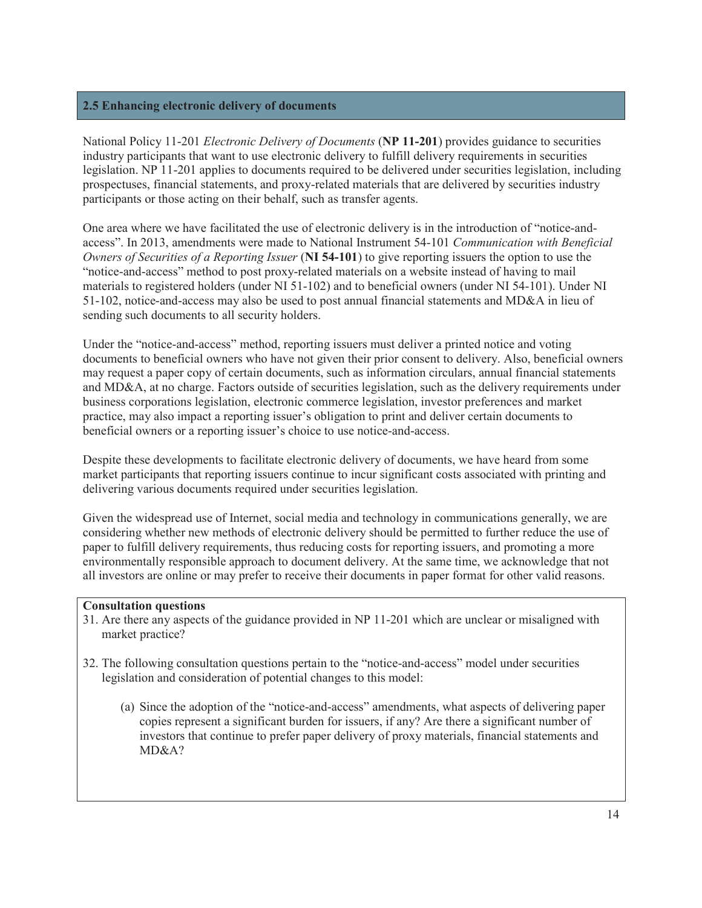## 2.5 Enhancing electronic delivery of documents

National Policy 11-201 *Electronic Delivery of Documents* (**NP 11-201**) provides guidance to securities industry participants that want to use electronic delivery to fulfill delivery requirements in securities legislation. NP 11-201 applies to documents required to be delivered under securities legislation, including prospectuses, financial statements, and proxy-related materials that are delivered by securities industry participants or those acting on their behalf, such as transfer agents.

One area where we have facilitated the use of electronic delivery is in the introduction of "notice-and-access". In 2013, amendments were made to National Instrument 54-101 *Communication with Beneficial Owners of Securities of a Reporting Issuer* (**NI 54-101**) to give reporting issuers the option to use the "notice-and-access" method to post proxy-related materials on a website instead of having to mail materials to registered holders (under NI 51-102) and to beneficial owners (under NI 54-101). Under NI 51-102, notice-and-access may also be used to post annual financial statements and MD&A in lieu of sending such documents to all security holders.

Under the "notice-and-access" method, reporting issuers must deliver a printed notice and voting documents to beneficial owners who have not given their prior consent to delivery. Also, beneficial owners may request a paper copy of certain documents, such as information circulars, annual financial statements and MD&A, at no charge. Factors outside of securities legislation, such as the delivery requirements under business corporations legislation, electronic commerce legislation, investor preferences and market practice, may also impact a reporting issuer's obligation to print and deliver certain documents to beneficial owners or a reporting issuer's choice to use notice-and-access.

Despite these developments to facilitate electronic delivery of documents, we have heard from some market participants that reporting issuers continue to incur significant costs associated with printing and delivering various documents required under securities legislation.

Given the widespread use of Internet, social media and technology in communications generally, we are considering whether new methods of electronic delivery should be permitted to further reduce the use of paper to fulfill delivery requirements, thus reducing costs for reporting issuers, and promoting a more environmentally responsible approach to document delivery. At the same time, we acknowledge that not all investors are online or may prefer to receive their documents in paper format for other valid reasons.

**Consultation questions**

31. Are there any aspects of the guidance provided in NP 11-201 which are unclear or misaligned with market practice?

32. The following consultation questions pertain to the "notice-and-access" model under securities legislation and consideration of potential changes to this model:

    (a) Since the adoption of the "notice-and-access" amendments, what aspects of delivering paper copies represent a significant burden for issuers, if any? Are there a significant number of investors that continue to prefer paper delivery of proxy materials, financial statements and MD&A?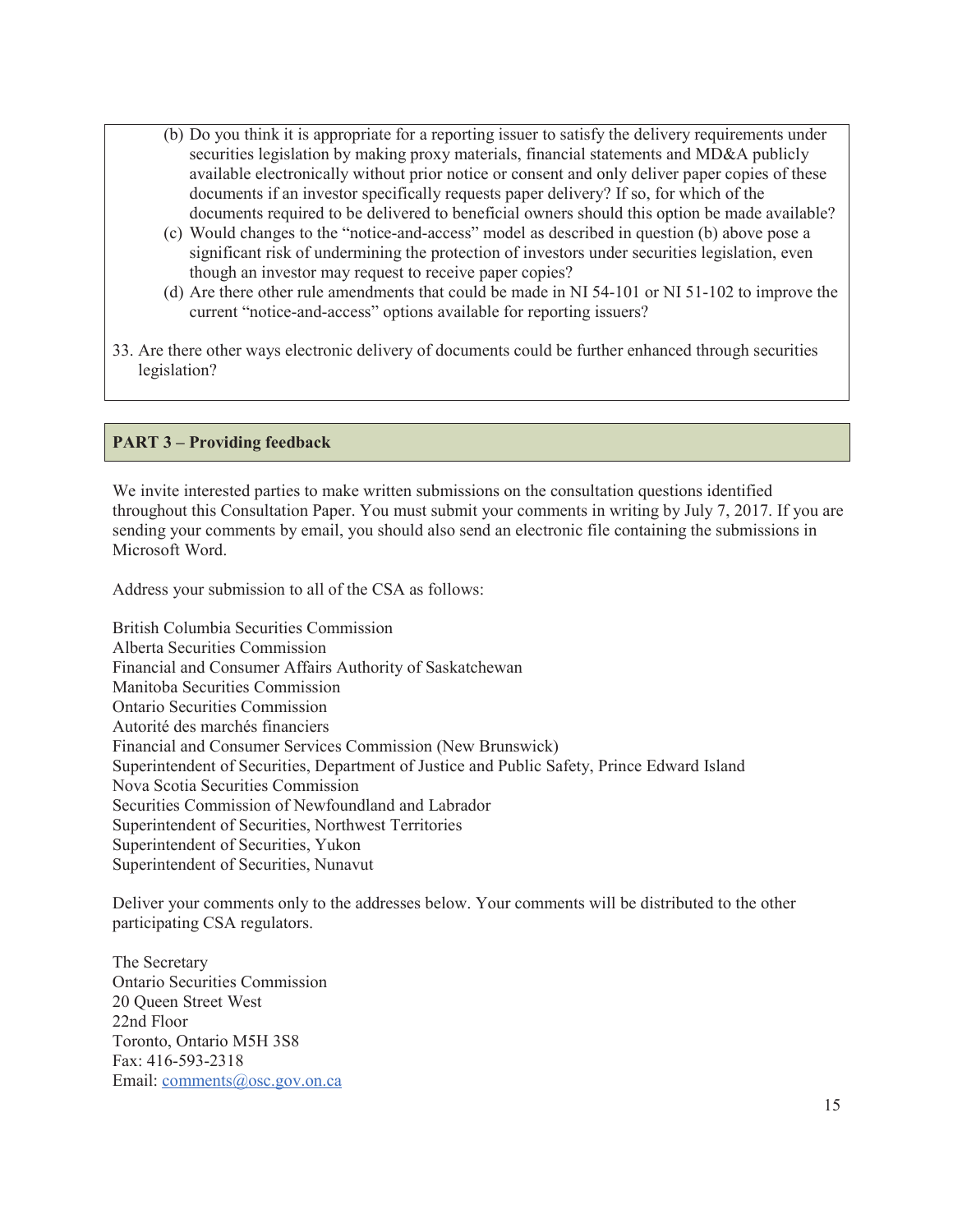(b) Do you think it is appropriate for a reporting issuer to satisfy the delivery requirements under securities legislation by making proxy materials, financial statements and MD&A publicly available electronically without prior notice or consent and only deliver paper copies of these documents if an investor specifically requests paper delivery? If so, for which of the documents required to be delivered to beneficial owners should this option be made available?

(c) Would changes to the "notice-and-access" model as described in question (b) above pose a significant risk of undermining the protection of investors under securities legislation, even though an investor may request to receive paper copies?

(d) Are there other rule amendments that could be made in NI 54-101 or NI 51-102 to improve the current "notice-and-access" options available for reporting issuers?

33. Are there other ways electronic delivery of documents could be further enhanced through securities legislation?

## PART 3 – Providing feedback

We invite interested parties to make written submissions on the consultation questions identified throughout this Consultation Paper. You must submit your comments in writing by July 7, 2017. If you are sending your comments by email, you should also send an electronic file containing the submissions in Microsoft Word.

Address your submission to all of the CSA as follows:

British Columbia Securities Commission
Alberta Securities Commission
Financial and Consumer Affairs Authority of Saskatchewan
Manitoba Securities Commission
Ontario Securities Commission
Autorité des marchés financiers
Financial and Consumer Services Commission (New Brunswick)
Superintendent of Securities, Department of Justice and Public Safety, Prince Edward Island
Nova Scotia Securities Commission
Securities Commission of Newfoundland and Labrador
Superintendent of Securities, Northwest Territories
Superintendent of Securities, Yukon
Superintendent of Securities, Nunavut

Deliver your comments only to the addresses below. Your comments will be distributed to the other participating CSA regulators.

The Secretary
Ontario Securities Commission
20 Queen Street West
22nd Floor
Toronto, Ontario M5H 3S8
Fax: 416-593-2318
Email: comments@osc.gov.on.ca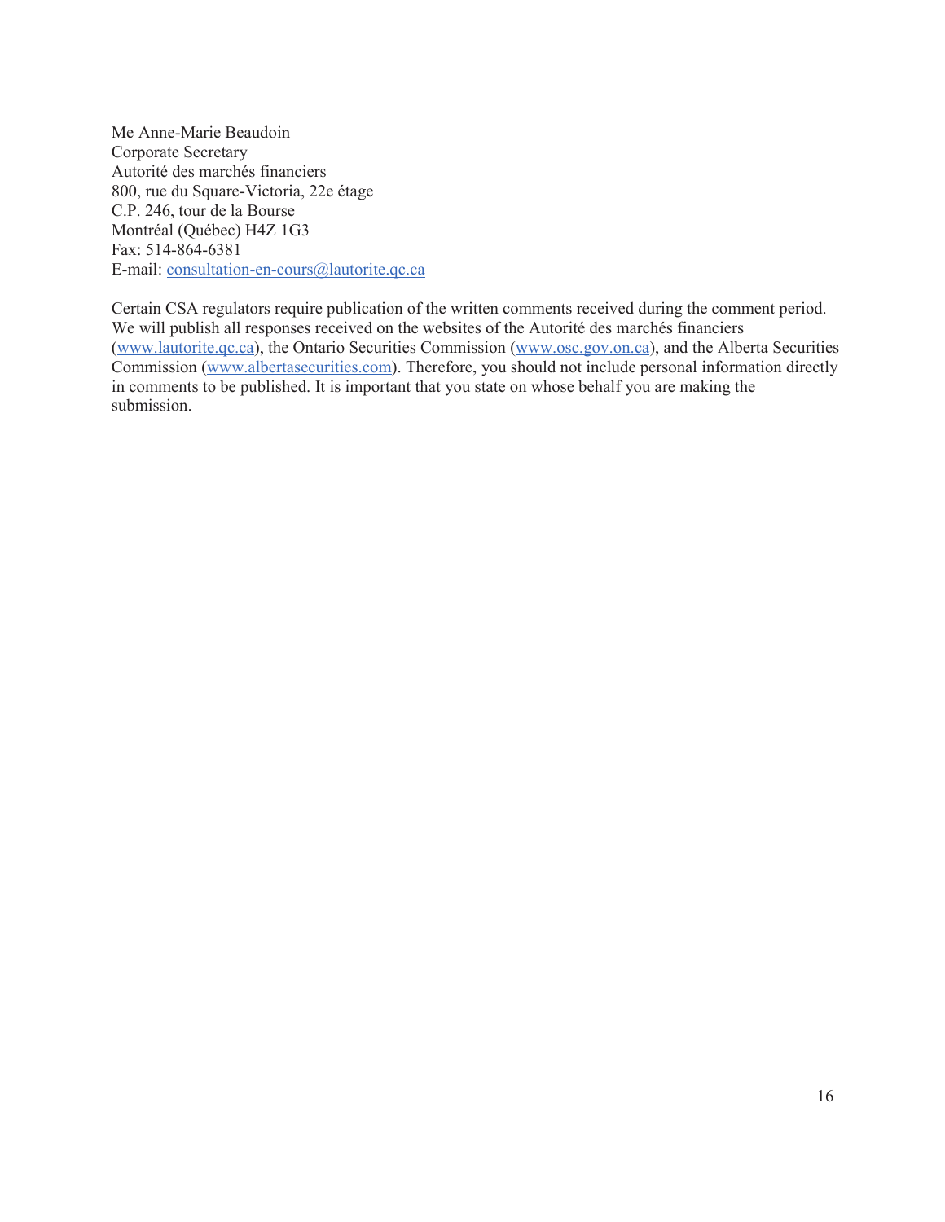Me Anne-Marie Beaudoin
Corporate Secretary
Autorité des marchés financiers
800, rue du Square-Victoria, 22e étage
C.P. 246, tour de la Bourse
Montréal (Québec) H4Z 1G3
Fax: 514-864-6381
E-mail: consultation-en-cours@lautorite.qc.ca

Certain CSA regulators require publication of the written comments received during the comment period. We will publish all responses received on the websites of the Autorité des marchés financiers (www.lautorite.qc.ca), the Ontario Securities Commission (www.osc.gov.on.ca), and the Alberta Securities Commission (www.albertasecurities.com). Therefore, you should not include personal information directly in comments to be published. It is important that you state on whose behalf you are making the submission.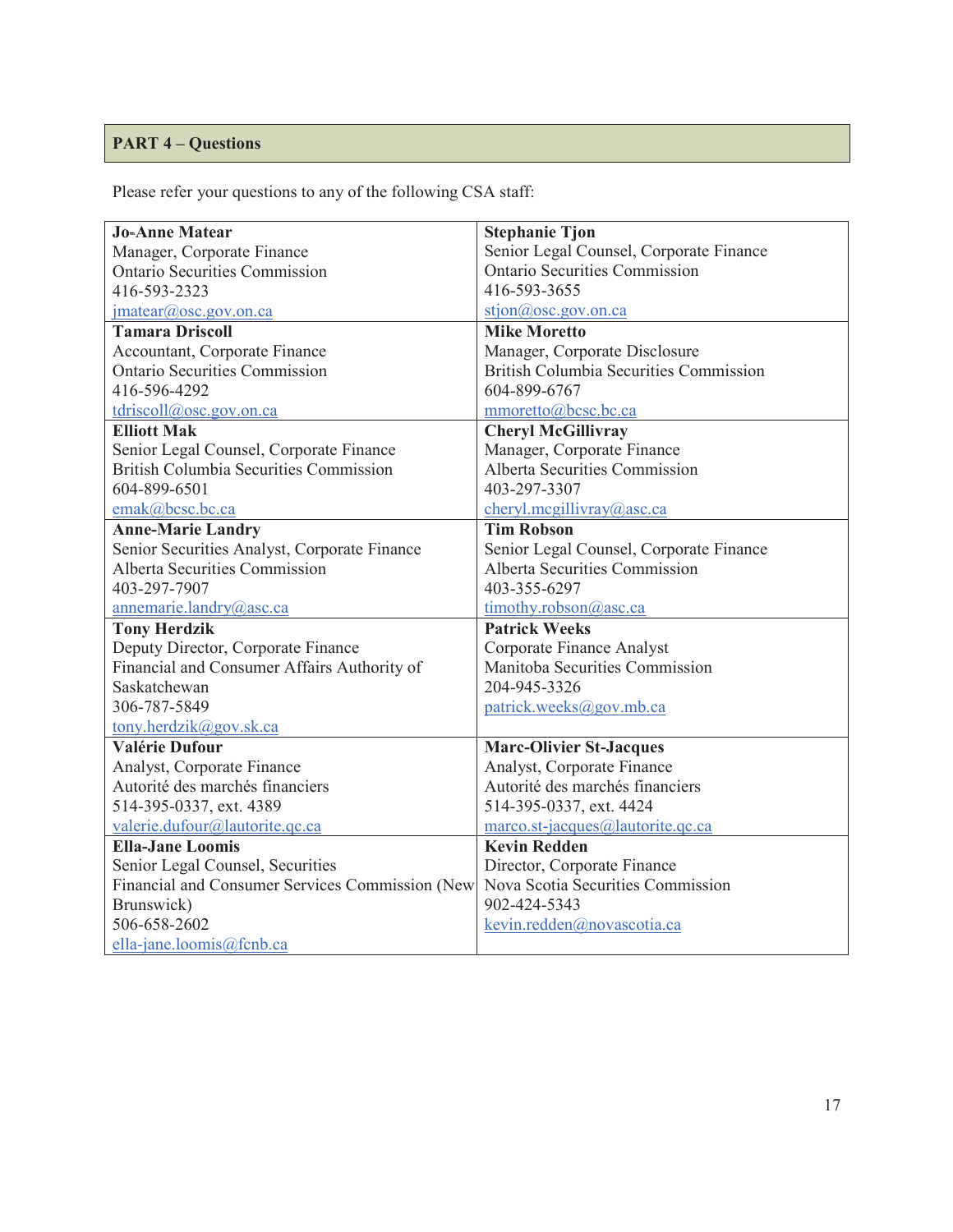## PART 4 – Questions

Please refer your questions to any of the following CSA staff:

| | |
|---|---|
| **Jo-Anne Matear**<br>Manager, Corporate Finance<br>Ontario Securities Commission<br>416-593-2323<br>jmatear@osc.gov.on.ca | **Stephanie Tjon**<br>Senior Legal Counsel, Corporate Finance<br>Ontario Securities Commission<br>416-593-3655<br>stjon@osc.gov.on.ca |
| **Tamara Driscoll**<br>Accountant, Corporate Finance<br>Ontario Securities Commission<br>416-596-4292<br>tdriscoll@osc.gov.on.ca | **Mike Moretto**<br>Manager, Corporate Disclosure<br>British Columbia Securities Commission<br>604-899-6767<br>mmoretto@bcsc.bc.ca |
| **Elliott Mak**<br>Senior Legal Counsel, Corporate Finance<br>British Columbia Securities Commission<br>604-899-6501<br>emak@bcsc.bc.ca | **Cheryl McGillivray**<br>Manager, Corporate Finance<br>Alberta Securities Commission<br>403-297-3307<br>cheryl.mcgillivray@asc.ca |
| **Anne-Marie Landry**<br>Senior Securities Analyst, Corporate Finance<br>Alberta Securities Commission<br>403-297-7907<br>annemarie.landry@asc.ca | **Tim Robson**<br>Senior Legal Counsel, Corporate Finance<br>Alberta Securities Commission<br>403-355-6297<br>timothy.robson@asc.ca |
| **Tony Herdzik**<br>Deputy Director, Corporate Finance<br>Financial and Consumer Affairs Authority of Saskatchewan<br>306-787-5849<br>tony.herdzik@gov.sk.ca | **Patrick Weeks**<br>Corporate Finance Analyst<br>Manitoba Securities Commission<br>204-945-3326<br>patrick.weeks@gov.mb.ca |
| **Valérie Dufour**<br>Analyst, Corporate Finance<br>Autorité des marchés financiers<br>514-395-0337, ext. 4389<br>valerie.dufour@lautorite.qc.ca | **Marc-Olivier St-Jacques**<br>Analyst, Corporate Finance<br>Autorité des marchés financiers<br>514-395-0337, ext. 4424<br>marco.st-jacques@lautorite.qc.ca |
| **Ella-Jane Loomis**<br>Senior Legal Counsel, Securities<br>Financial and Consumer Services Commission (New Brunswick)<br>506-658-2602<br>ella-jane.loomis@fcnb.ca | **Kevin Redden**<br>Director, Corporate Finance<br>Nova Scotia Securities Commission<br>902-424-5343<br>kevin.redden@novascotia.ca |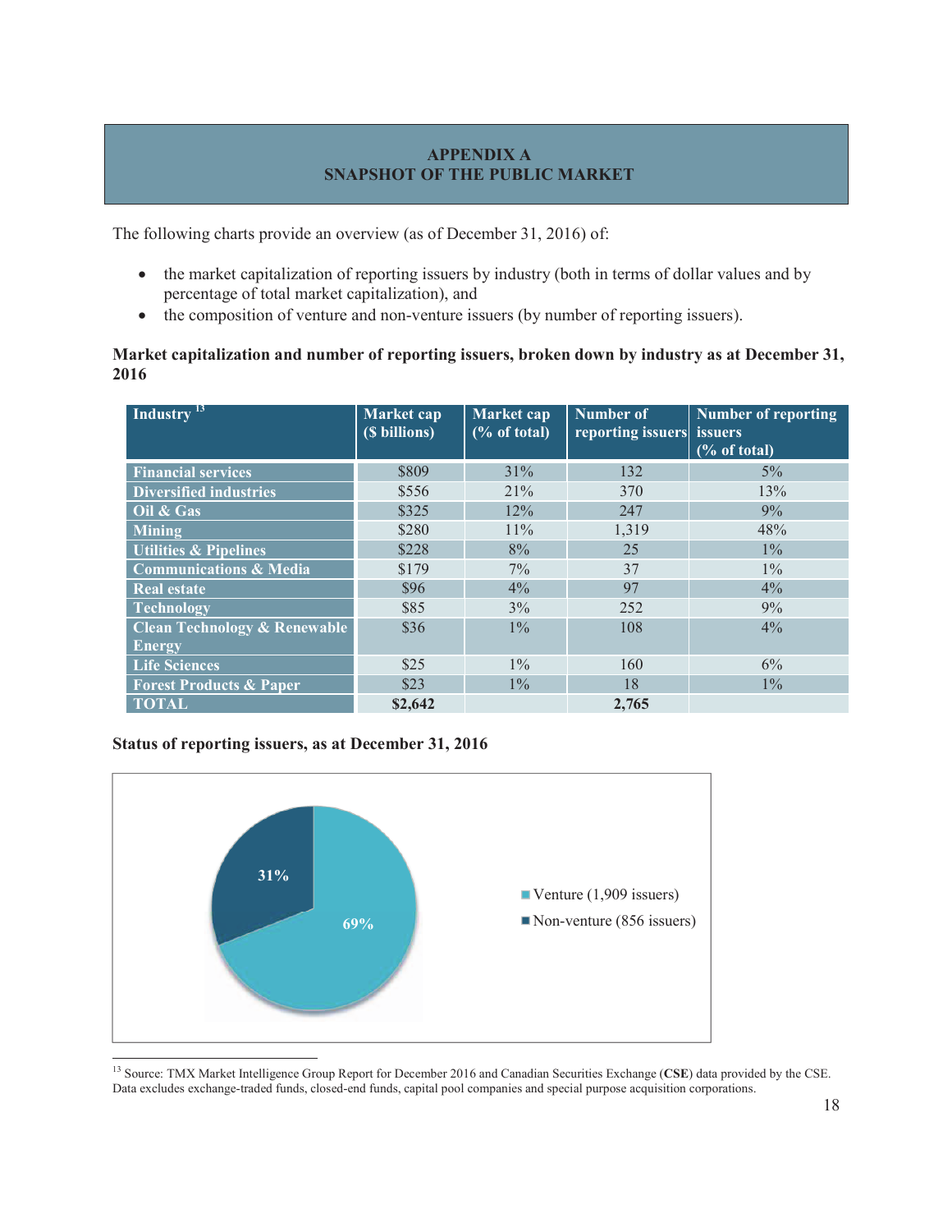## APPENDIX A
## SNAPSHOT OF THE PUBLIC MARKET

The following charts provide an overview (as of December 31, 2016) of:

- the market capitalization of reporting issuers by industry (both in terms of dollar values and by percentage of total market capitalization), and
- the composition of venture and non-venture issuers (by number of reporting issuers).

**Market capitalization and number of reporting issuers, broken down by industry as at December 31, 2016**

| Industry [13] | Market cap ($ billions) | Market cap (% of total) | Number of reporting issuers | Number of reporting issuers (% of total) |
|---|---|---|---|---|
| Financial services | $809 | 31% | 132 | 5% |
| Diversified industries | $556 | 21% | 370 | 13% |
| Oil & Gas | $325 | 12% | 247 | 9% |
| Mining | $280 | 11% | 1,319 | 48% |
| Utilities & Pipelines | $228 | 8% | 25 | 1% |
| Communications & Media | $179 | 7% | 37 | 1% |
| Real estate | $96 | 4% | 97 | 4% |
| Technology | $85 | 3% | 252 | 9% |
| Clean Technology & Renewable Energy | $36 | 1% | 108 | 4% |
| Life Sciences | $25 | 1% | 160 | 6% |
| Forest Products & Paper | $23 | 1% | 18 | 1% |
| TOTAL | **$2,642** | | **2,765** | |

**Status of reporting issuers, as at December 31, 2016**

| Status | Share |
|---|---|
| Venture (1,909 issuers) | 69% |
| Non-venture (856 issuers) | 31% |

[13] Source: TMX Market Intelligence Group Report for December 2016 and Canadian Securities Exchange (**CSE**) data provided by the CSE. Data excludes exchange-traded funds, closed-end funds, capital pool companies and special purpose acquisition corporations.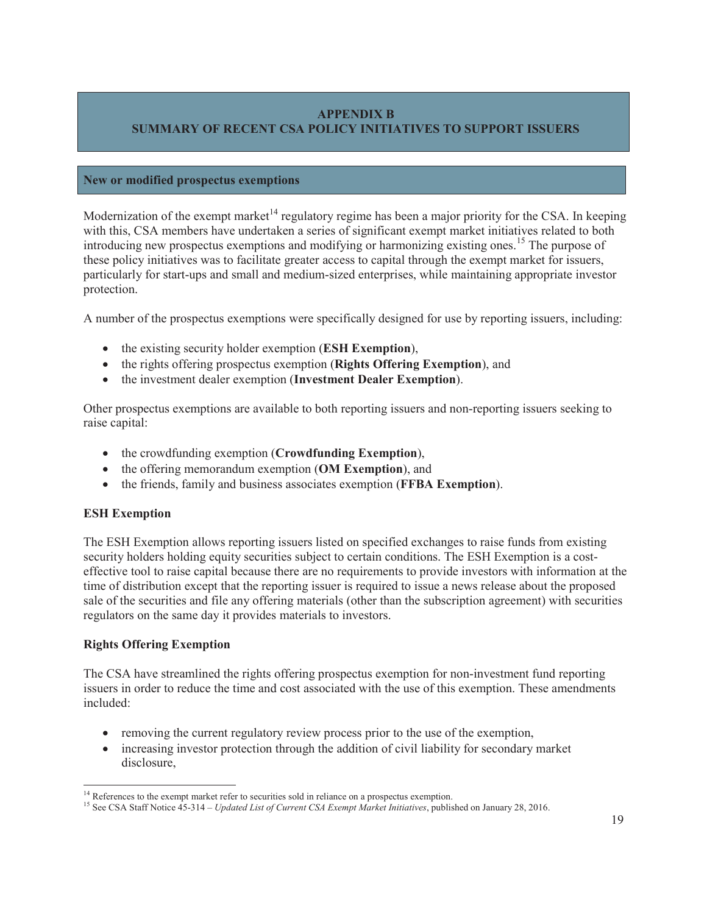# APPENDIX B
# SUMMARY OF RECENT CSA POLICY INITIATIVES TO SUPPORT ISSUERS

## New or modified prospectus exemptions

Modernization of the exempt market[14] regulatory regime has been a major priority for the CSA. In keeping with this, CSA members have undertaken a series of significant exempt market initiatives related to both introducing new prospectus exemptions and modifying or harmonizing existing ones.[15] The purpose of these policy initiatives was to facilitate greater access to capital through the exempt market for issuers, particularly for start-ups and small and medium-sized enterprises, while maintaining appropriate investor protection.

A number of the prospectus exemptions were specifically designed for use by reporting issuers, including:

- the existing security holder exemption (**ESH Exemption**),
- the rights offering prospectus exemption (**Rights Offering Exemption**), and
- the investment dealer exemption (**Investment Dealer Exemption**).

Other prospectus exemptions are available to both reporting issuers and non-reporting issuers seeking to raise capital:

- the crowdfunding exemption (**Crowdfunding Exemption**),
- the offering memorandum exemption (**OM Exemption**), and
- the friends, family and business associates exemption (**FFBA Exemption**).

### ESH Exemption

The ESH Exemption allows reporting issuers listed on specified exchanges to raise funds from existing security holders holding equity securities subject to certain conditions. The ESH Exemption is a cost-effective tool to raise capital because there are no requirements to provide investors with information at the time of distribution except that the reporting issuer is required to issue a news release about the proposed sale of the securities and file any offering materials (other than the subscription agreement) with securities regulators on the same day it provides materials to investors.

### Rights Offering Exemption

The CSA have streamlined the rights offering prospectus exemption for non-investment fund reporting issuers in order to reduce the time and cost associated with the use of this exemption. These amendments included:

- removing the current regulatory review process prior to the use of the exemption,
- increasing investor protection through the addition of civil liability for secondary market disclosure,

[14] References to the exempt market refer to securities sold in reliance on a prospectus exemption.

[15] See CSA Staff Notice 45-314 – *Updated List of Current CSA Exempt Market Initiatives*, published on January 28, 2016.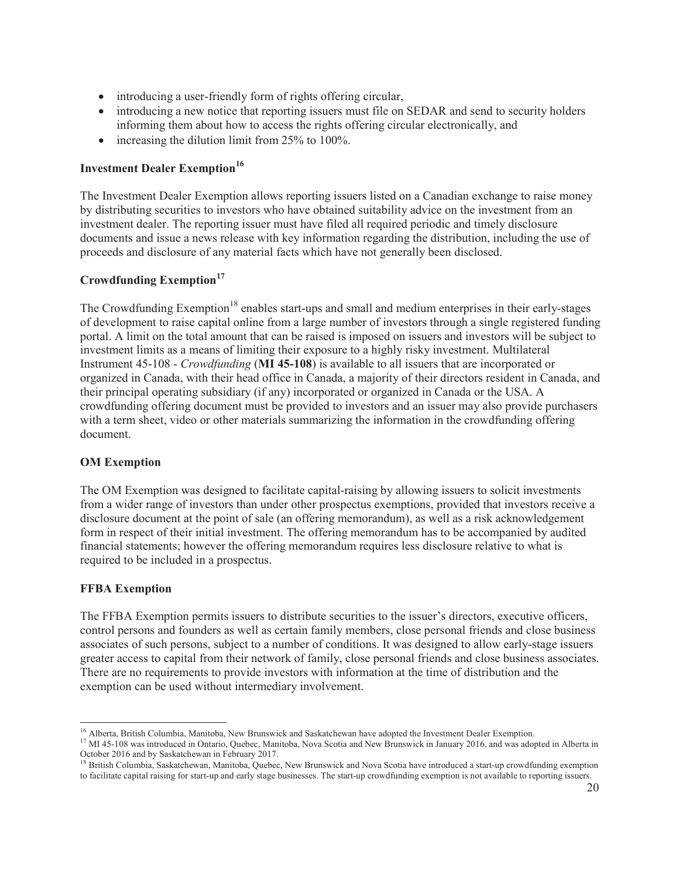- introducing a user-friendly form of rights offering circular,
- introducing a new notice that reporting issuers must file on SEDAR and send to security holders informing them about how to access the rights offering circular electronically, and
- increasing the dilution limit from 25% to 100%.

**Investment Dealer Exemption[16]**

The Investment Dealer Exemption allows reporting issuers listed on a Canadian exchange to raise money by distributing securities to investors who have obtained suitability advice on the investment from an investment dealer. The reporting issuer must have filed all required periodic and timely disclosure documents and issue a news release with key information regarding the distribution, including the use of proceeds and disclosure of any material facts which have not generally been disclosed.

**Crowdfunding Exemption[17]**

The Crowdfunding Exemption[18] enables start-ups and small and medium enterprises in their early-stages of development to raise capital online from a large number of investors through a single registered funding portal. A limit on the total amount that can be raised is imposed on issuers and investors will be subject to investment limits as a means of limiting their exposure to a highly risky investment. Multilateral Instrument 45-108 - *Crowdfunding* (**MI 45-108**) is available to all issuers that are incorporated or organized in Canada, with their head office in Canada, a majority of their directors resident in Canada, and their principal operating subsidiary (if any) incorporated or organized in Canada or the USA. A crowdfunding offering document must be provided to investors and an issuer may also provide purchasers with a term sheet, video or other materials summarizing the information in the crowdfunding offering document.

**OM Exemption**

The OM Exemption was designed to facilitate capital-raising by allowing issuers to solicit investments from a wider range of investors than under other prospectus exemptions, provided that investors receive a disclosure document at the point of sale (an offering memorandum), as well as a risk acknowledgement form in respect of their initial investment. The offering memorandum has to be accompanied by audited financial statements; however the offering memorandum requires less disclosure relative to what is required to be included in a prospectus.

**FFBA Exemption**

The FFBA Exemption permits issuers to distribute securities to the issuer's directors, executive officers, control persons and founders as well as certain family members, close personal friends and close business associates of such persons, subject to a number of conditions. It was designed to allow early-stage issuers greater access to capital from their network of family, close personal friends and close business associates. There are no requirements to provide investors with information at the time of distribution and the exemption can be used without intermediary involvement.

---

[16] Alberta, British Columbia, Manitoba, New Brunswick and Saskatchewan have adopted the Investment Dealer Exemption.

[17] MI 45-108 was introduced in Ontario, Quebec, Manitoba, Nova Scotia and New Brunswick in January 2016, and was adopted in Alberta in October 2016 and by Saskatchewan in February 2017.

[18] British Columbia, Saskatchewan, Manitoba, Quebec, New Brunswick and Nova Scotia have introduced a start-up crowdfunding exemption to facilitate capital raising for start-up and early stage businesses. The start-up crowdfunding exemption is not available to reporting issuers.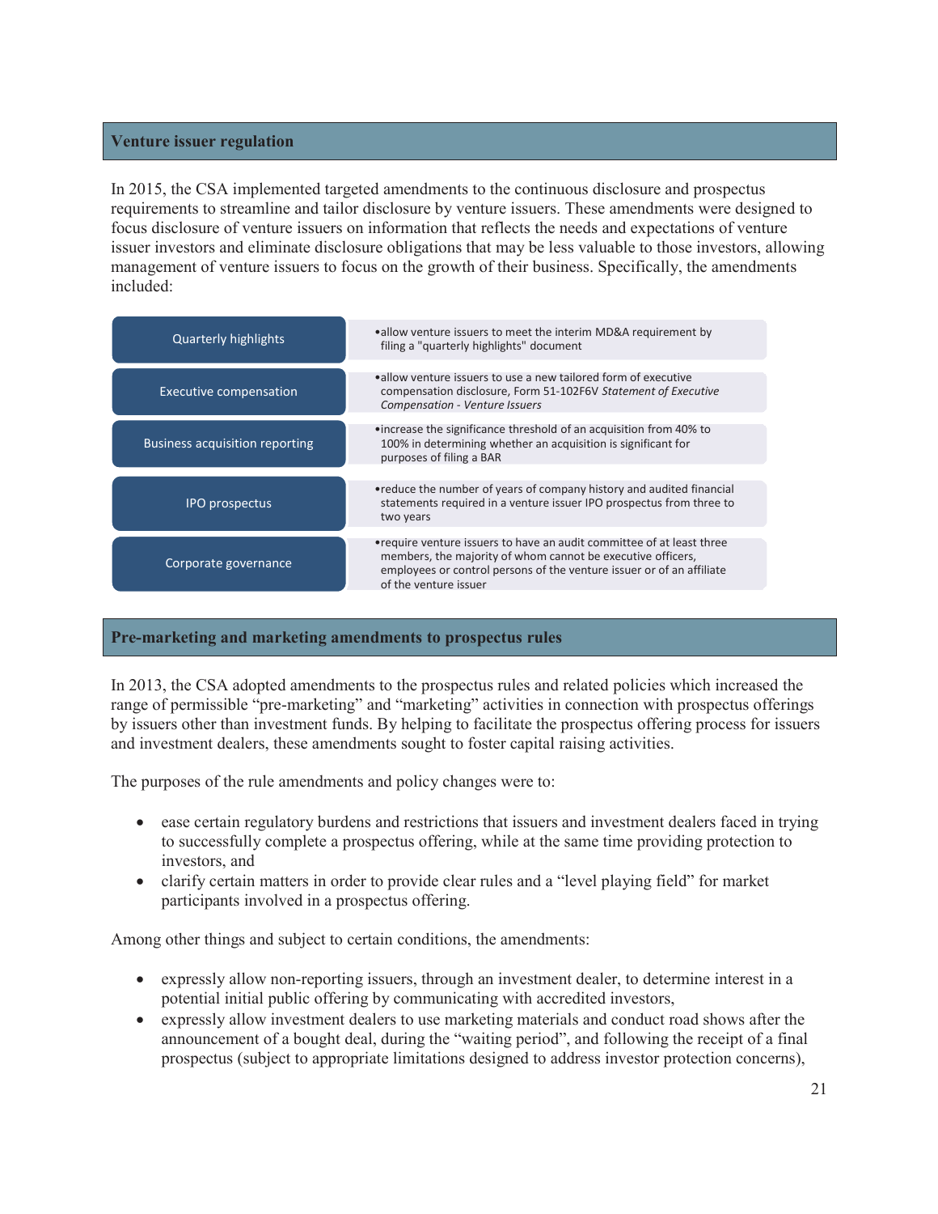## Venture issuer regulation

In 2015, the CSA implemented targeted amendments to the continuous disclosure and prospectus requirements to streamline and tailor disclosure by venture issuers. These amendments were designed to focus disclosure of venture issuers on information that reflects the needs and expectations of venture issuer investors and eliminate disclosure obligations that may be less valuable to those investors, allowing management of venture issuers to focus on the growth of their business. Specifically, the amendments included:

| | |
|---|---|
| Quarterly highlights | • allow venture issuers to meet the interim MD&A requirement by filing a "quarterly highlights" document |
| Executive compensation | • allow venture issuers to use a new tailored form of executive compensation disclosure, Form 51-102F6V *Statement of Executive Compensation - Venture Issuers* |
| Business acquisition reporting | • increase the significance threshold of an acquisition from 40% to 100% in determining whether an acquisition is significant for purposes of filing a BAR |
| IPO prospectus | • reduce the number of years of company history and audited financial statements required in a venture issuer IPO prospectus from three to two years |
| Corporate governance | • require venture issuers to have an audit committee of at least three members, the majority of whom cannot be executive officers, employees or control persons of the venture issuer or of an affiliate of the venture issuer |

## Pre-marketing and marketing amendments to prospectus rules

In 2013, the CSA adopted amendments to the prospectus rules and related policies which increased the range of permissible "pre-marketing" and "marketing" activities in connection with prospectus offerings by issuers other than investment funds. By helping to facilitate the prospectus offering process for issuers and investment dealers, these amendments sought to foster capital raising activities.

The purposes of the rule amendments and policy changes were to:

- ease certain regulatory burdens and restrictions that issuers and investment dealers faced in trying to successfully complete a prospectus offering, while at the same time providing protection to investors, and
- clarify certain matters in order to provide clear rules and a "level playing field" for market participants involved in a prospectus offering.

Among other things and subject to certain conditions, the amendments:

- expressly allow non-reporting issuers, through an investment dealer, to determine interest in a potential initial public offering by communicating with accredited investors,
- expressly allow investment dealers to use marketing materials and conduct road shows after the announcement of a bought deal, during the "waiting period", and following the receipt of a final prospectus (subject to appropriate limitations designed to address investor protection concerns),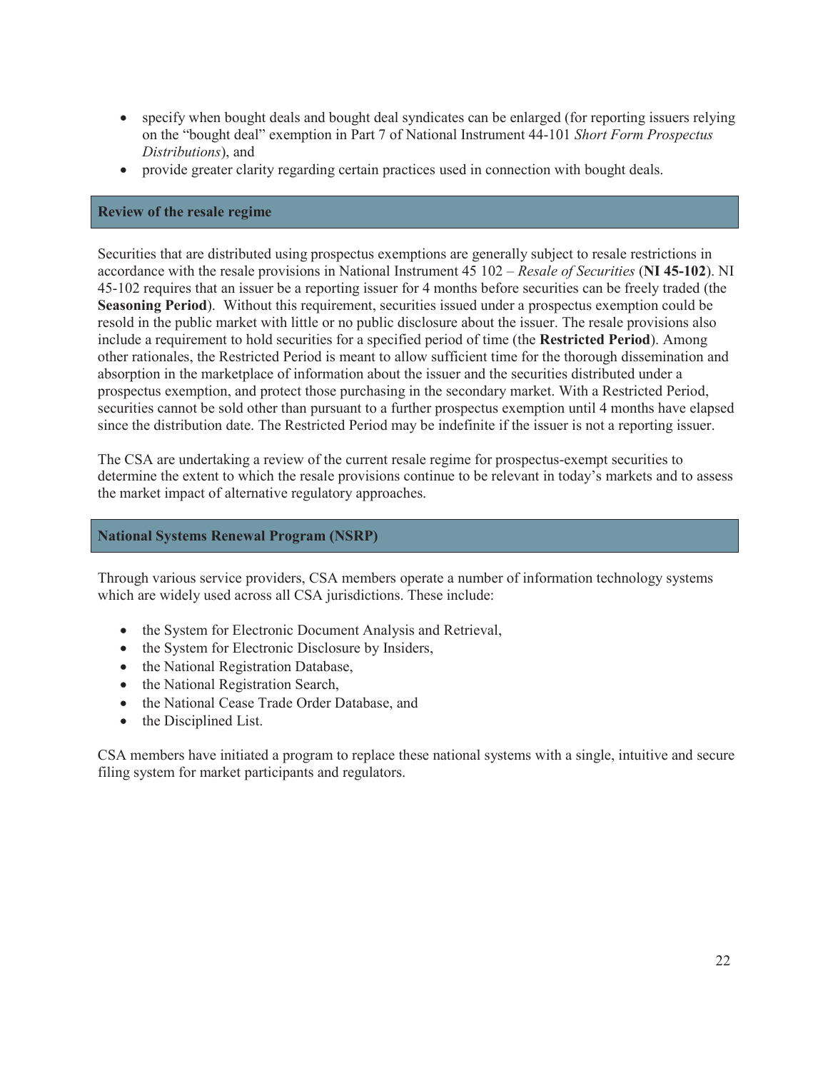- specify when bought deals and bought deal syndicates can be enlarged (for reporting issuers relying on the "bought deal" exemption in Part 7 of National Instrument 44-101 *Short Form Prospectus Distributions*), and
- provide greater clarity regarding certain practices used in connection with bought deals.

## Review of the resale regime

Securities that are distributed using prospectus exemptions are generally subject to resale restrictions in accordance with the resale provisions in National Instrument 45 102 – *Resale of Securities* (**NI 45-102**). NI 45-102 requires that an issuer be a reporting issuer for 4 months before securities can be freely traded (the **Seasoning Period**). Without this requirement, securities issued under a prospectus exemption could be resold in the public market with little or no public disclosure about the issuer. The resale provisions also include a requirement to hold securities for a specified period of time (the **Restricted Period**). Among other rationales, the Restricted Period is meant to allow sufficient time for the thorough dissemination and absorption in the marketplace of information about the issuer and the securities distributed under a prospectus exemption, and protect those purchasing in the secondary market. With a Restricted Period, securities cannot be sold other than pursuant to a further prospectus exemption until 4 months have elapsed since the distribution date. The Restricted Period may be indefinite if the issuer is not a reporting issuer.

The CSA are undertaking a review of the current resale regime for prospectus-exempt securities to determine the extent to which the resale provisions continue to be relevant in today's markets and to assess the market impact of alternative regulatory approaches.

## National Systems Renewal Program (NSRP)

Through various service providers, CSA members operate a number of information technology systems which are widely used across all CSA jurisdictions. These include:

- the System for Electronic Document Analysis and Retrieval,
- the System for Electronic Disclosure by Insiders,
- the National Registration Database,
- the National Registration Search,
- the National Cease Trade Order Database, and
- the Disciplined List.

CSA members have initiated a program to replace these national systems with a single, intuitive and secure filing system for market participants and regulators.